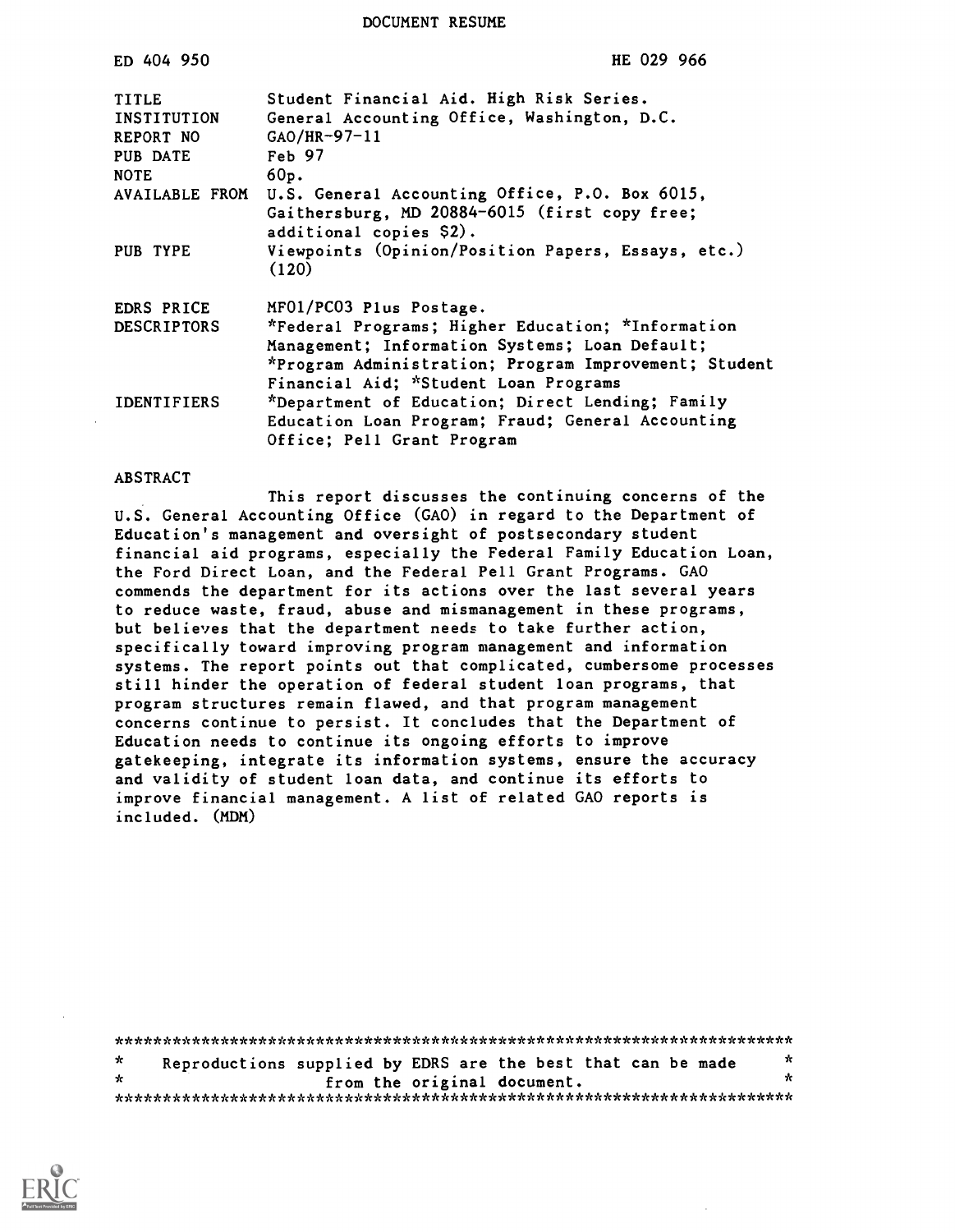DOCUMENT RESUME

| | |
|---|---|
| ED 404 950 | HE 029 966 |
| TITLE | Student Financial Aid. High Risk Series. |
| INSTITUTION | General Accounting Office, Washington, D.C. |
| REPORT NO | GAO/HR-97-11 |
| PUB DATE | Feb 97 |
| NOTE | 60p. |
| AVAILABLE FROM | U.S. General Accounting Office, P.O. Box 6015, Gaithersburg, MD 20884-6015 (first copy free; additional copies $2). |
| PUB TYPE | Viewpoints (Opinion/Position Papers, Essays, etc.) (120) |
| EDRS PRICE | MF01/PC03 Plus Postage. |
| DESCRIPTORS | *Federal Programs; Higher Education; *Information Management; Information Systems; Loan Default; *Program Administration; Program Improvement; Student Financial Aid; *Student Loan Programs |
| IDENTIFIERS | *Department of Education; Direct Lending; Family Education Loan Program; Fraud; General Accounting Office; Pell Grant Program |

ABSTRACT

This report discusses the continuing concerns of the U.S. General Accounting Office (GAO) in regard to the Department of Education's management and oversight of postsecondary student financial aid programs, especially the Federal Family Education Loan, the Ford Direct Loan, and the Federal Pell Grant Programs. GAO commends the department for its actions over the last several years to reduce waste, fraud, abuse and mismanagement in these programs, but believes that the department needs to take further action, specifically toward improving program management and information systems. The report points out that complicated, cumbersome processes still hinder the operation of federal student loan programs, that program structures remain flawed, and that program management concerns continue to persist. It concludes that the Department of Education needs to continue its ongoing efforts to improve gatekeeping, integrate its information systems, ensure the accuracy and validity of student loan data, and continue its efforts to improve financial management. A list of related GAO reports is included. (MDM)

***********************************************************************
* Reproductions supplied by EDRS are the best that can be made *
* from the original document. *
***********************************************************************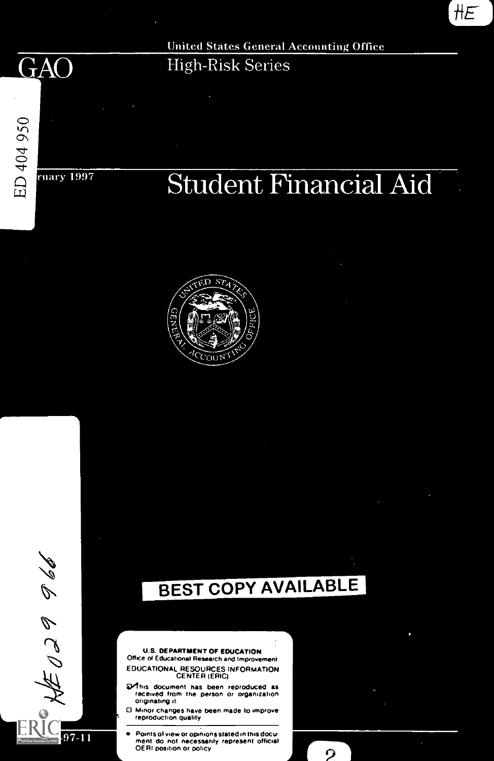HE

United States General Accounting Office

# GAO

High-Risk Series

ED 404 950

ruary 1997

# Student Financial Aid

HE 029 966

**BEST COPY AVAILABLE**

**U.S. DEPARTMENT OF EDUCATION**
Office of Educational Research and Improvement
EDUCATIONAL RESOURCES INFORMATION CENTER (ERIC)

- This document has been reproduced as received from the person or organization originating it.
- Minor changes have been made to improve reproduction quality.

- Points of view or opinions stated in this document do not necessarily represent official OERI position or policy

-97-11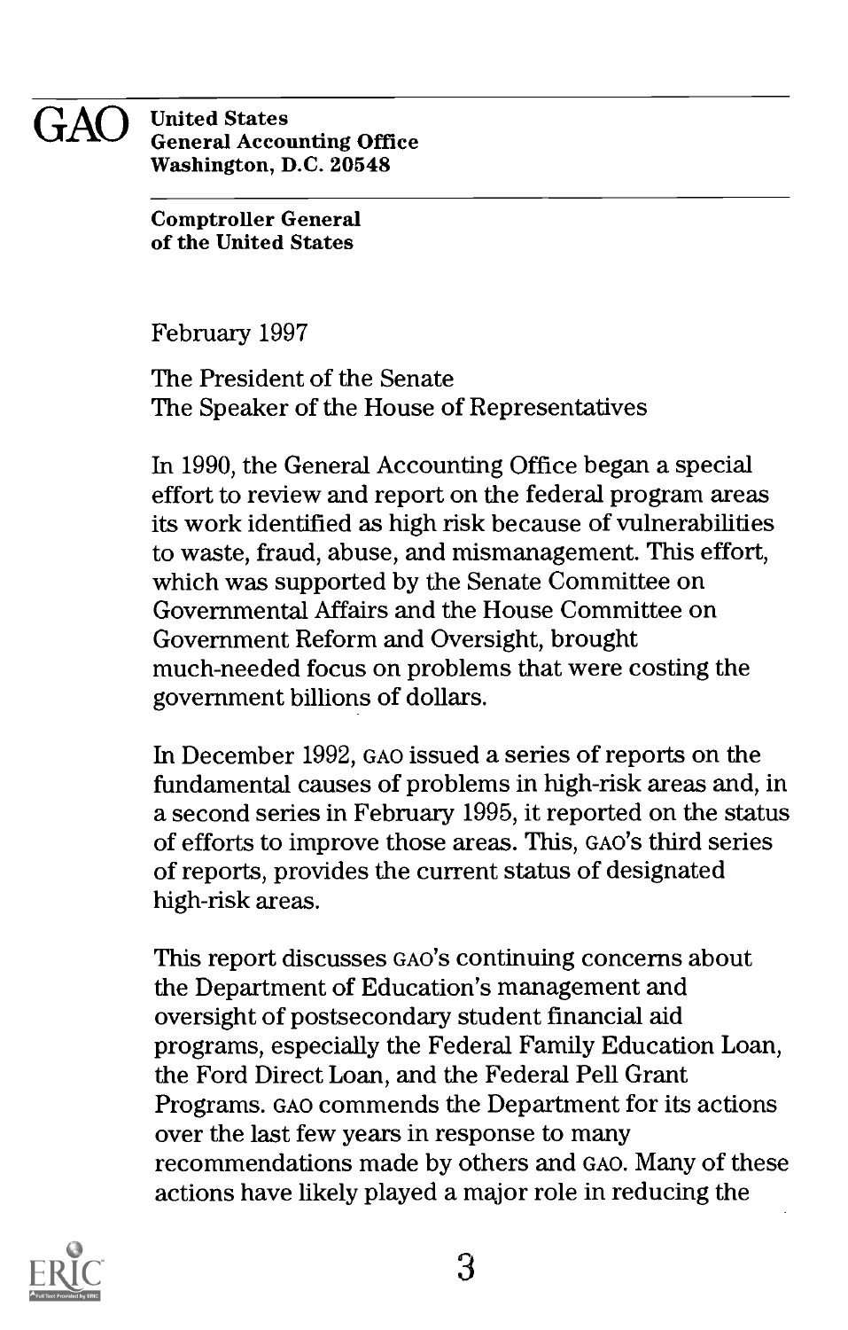**GAO** United States
General Accounting Office
Washington, D.C. 20548

**Comptroller General of the United States**

February 1997

The President of the Senate
The Speaker of the House of Representatives

In 1990, the General Accounting Office began a special effort to review and report on the federal program areas its work identified as high risk because of vulnerabilities to waste, fraud, abuse, and mismanagement. This effort, which was supported by the Senate Committee on Governmental Affairs and the House Committee on Government Reform and Oversight, brought much-needed focus on problems that were costing the government billions of dollars.

In December 1992, GAO issued a series of reports on the fundamental causes of problems in high-risk areas and, in a second series in February 1995, it reported on the status of efforts to improve those areas. This, GAO's third series of reports, provides the current status of designated high-risk areas.

This report discusses GAO's continuing concerns about the Department of Education's management and oversight of postsecondary student financial aid programs, especially the Federal Family Education Loan, the Ford Direct Loan, and the Federal Pell Grant Programs. GAO commends the Department for its actions over the last few years in response to many recommendations made by others and GAO. Many of these actions have likely played a major role in reducing the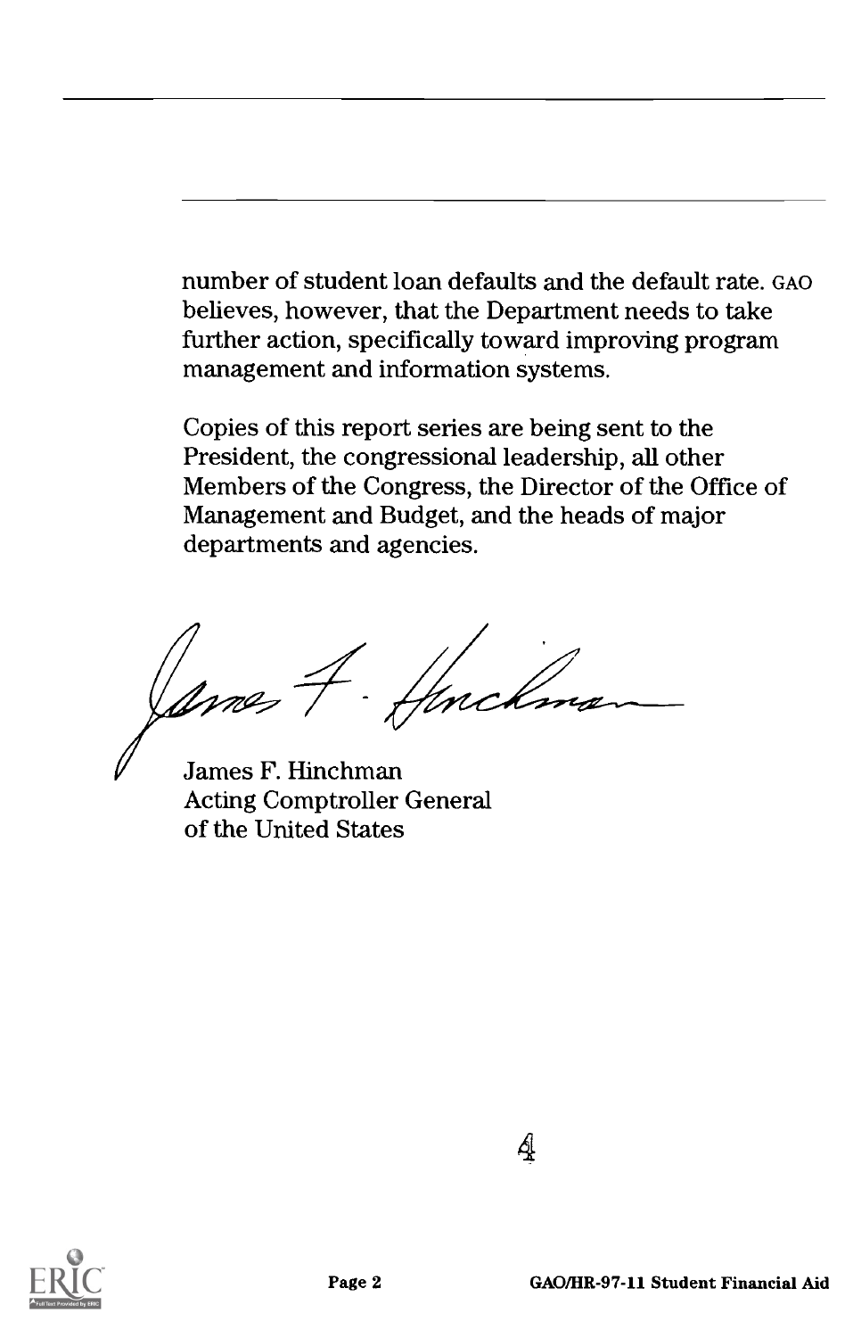number of student loan defaults and the default rate. GAO believes, however, that the Department needs to take further action, specifically toward improving program management and information systems.

Copies of this report series are being sent to the President, the congressional leadership, all other Members of the Congress, the Director of the Office of Management and Budget, and the heads of major departments and agencies.

James F. Hinchman
Acting Comptroller General
of the United States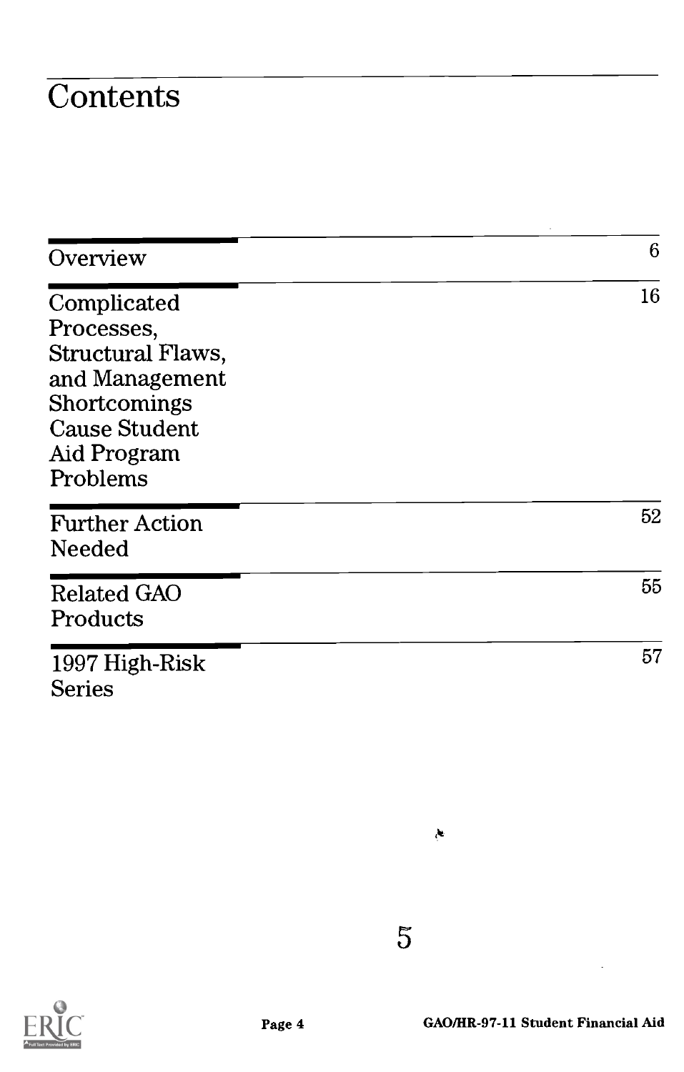# Contents

| | |
|---|---|
| Overview | 6 |
| Complicated Processes, Structural Flaws, and Management Shortcomings Cause Student Aid Program Problems | 16 |
| Further Action Needed | 52 |
| Related GAO Products | 55 |
| 1997 High-Risk Series | 57 |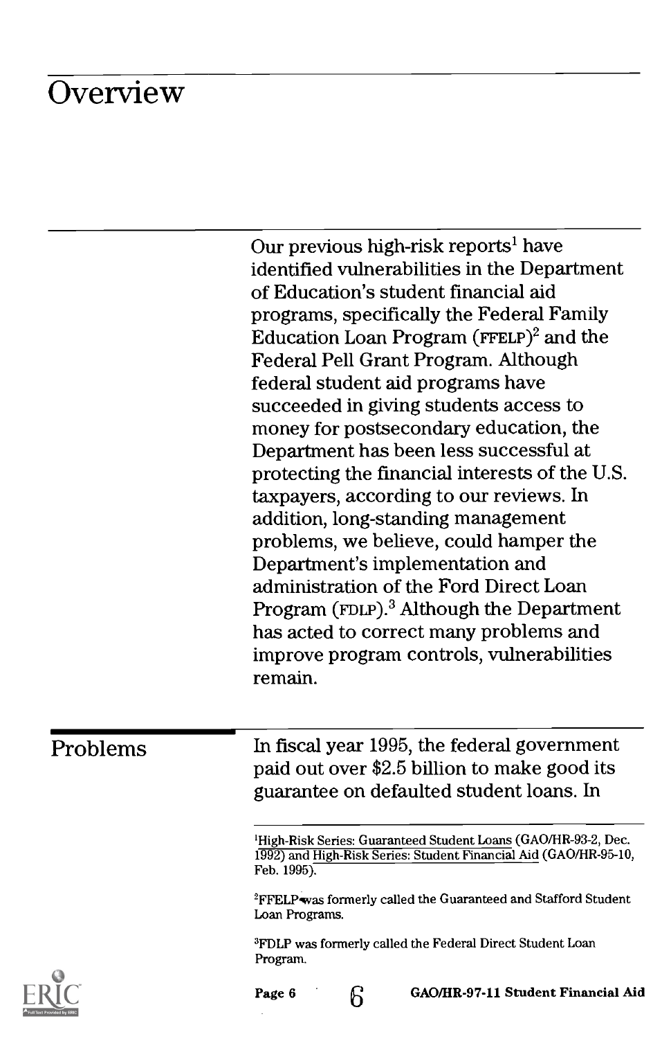# Overview

Our previous high-risk reports[1] have identified vulnerabilities in the Department of Education's student financial aid programs, specifically the Federal Family Education Loan Program (FFELP)[2] and the Federal Pell Grant Program. Although federal student aid programs have succeeded in giving students access to money for postsecondary education, the Department has been less successful at protecting the financial interests of the U.S. taxpayers, according to our reviews. In addition, long-standing management problems, we believe, could hamper the Department's implementation and administration of the Ford Direct Loan Program (FDLP).[3] Although the Department has acted to correct many problems and improve program controls, vulnerabilities remain.

## Problems

In fiscal year 1995, the federal government paid out over $2.5 billion to make good its guarantee on defaulted student loans. In

[1]High-Risk Series: Guaranteed Student Loans (GAO/HR-93-2, Dec. 1992) and High-Risk Series: Student Financial Aid (GAO/HR-95-10, Feb. 1995).

[2]FFELP was formerly called the Guaranteed and Stafford Student Loan Programs.

[3]FDLP was formerly called the Federal Direct Student Loan Program.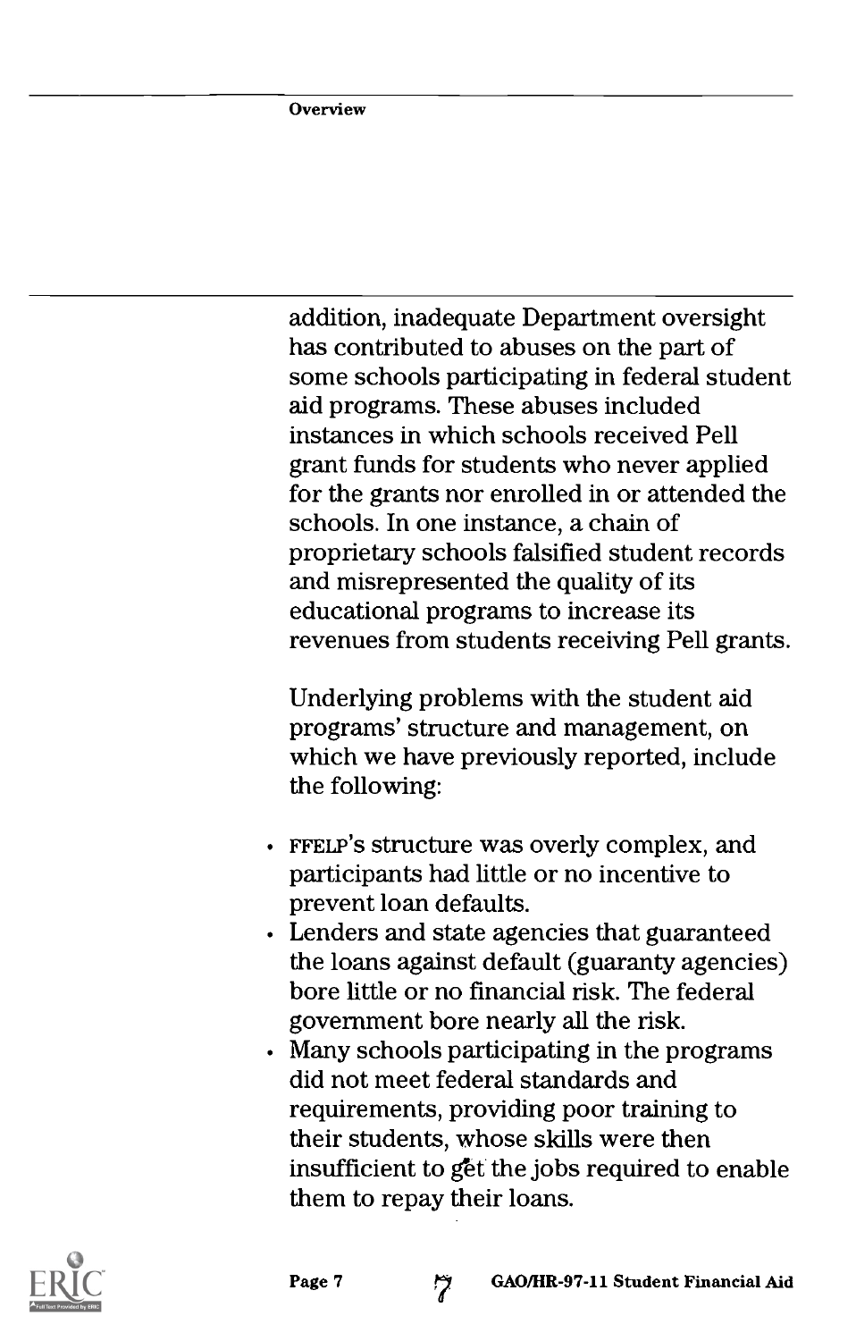addition, inadequate Department oversight has contributed to abuses on the part of some schools participating in federal student aid programs. These abuses included instances in which schools received Pell grant funds for students who never applied for the grants nor enrolled in or attended the schools. In one instance, a chain of proprietary schools falsified student records and misrepresented the quality of its educational programs to increase its revenues from students receiving Pell grants.

Underlying problems with the student aid programs' structure and management, on which we have previously reported, include the following:

- FFELP's structure was overly complex, and participants had little or no incentive to prevent loan defaults.
- Lenders and state agencies that guaranteed the loans against default (guaranty agencies) bore little or no financial risk. The federal government bore nearly all the risk.
- Many schools participating in the programs did not meet federal standards and requirements, providing poor training to their students, whose skills were then insufficient to get the jobs required to enable them to repay their loans.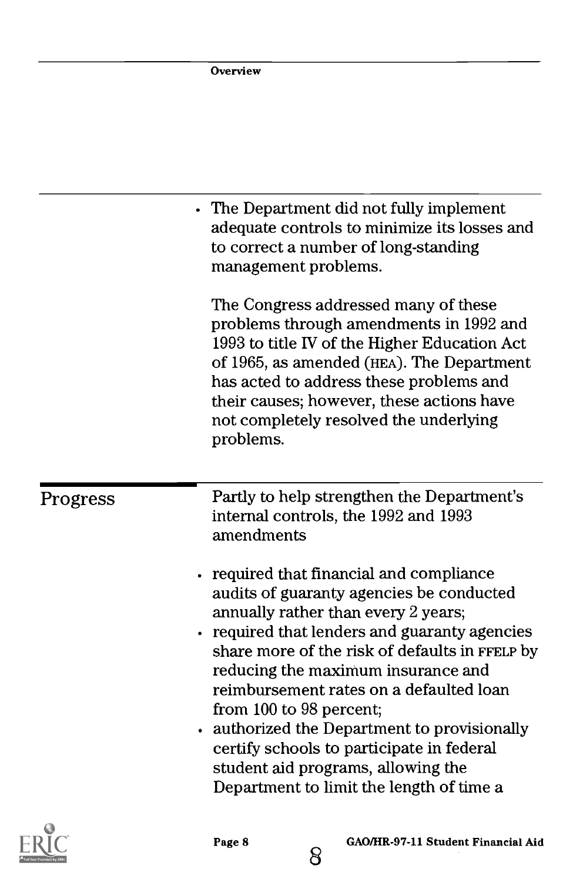- The Department did not fully implement adequate controls to minimize its losses and to correct a number of long-standing management problems.

  The Congress addressed many of these problems through amendments in 1992 and 1993 to title IV of the Higher Education Act of 1965, as amended (HEA). The Department has acted to address these problems and their causes; however, these actions have not completely resolved the underlying problems.

## Progress

Partly to help strengthen the Department's internal controls, the 1992 and 1993 amendments

- required that financial and compliance audits of guaranty agencies be conducted annually rather than every 2 years;
- required that lenders and guaranty agencies share more of the risk of defaults in FFELP by reducing the maximum insurance and reimbursement rates on a defaulted loan from 100 to 98 percent;
- authorized the Department to provisionally certify schools to participate in federal student aid programs, allowing the Department to limit the length of time a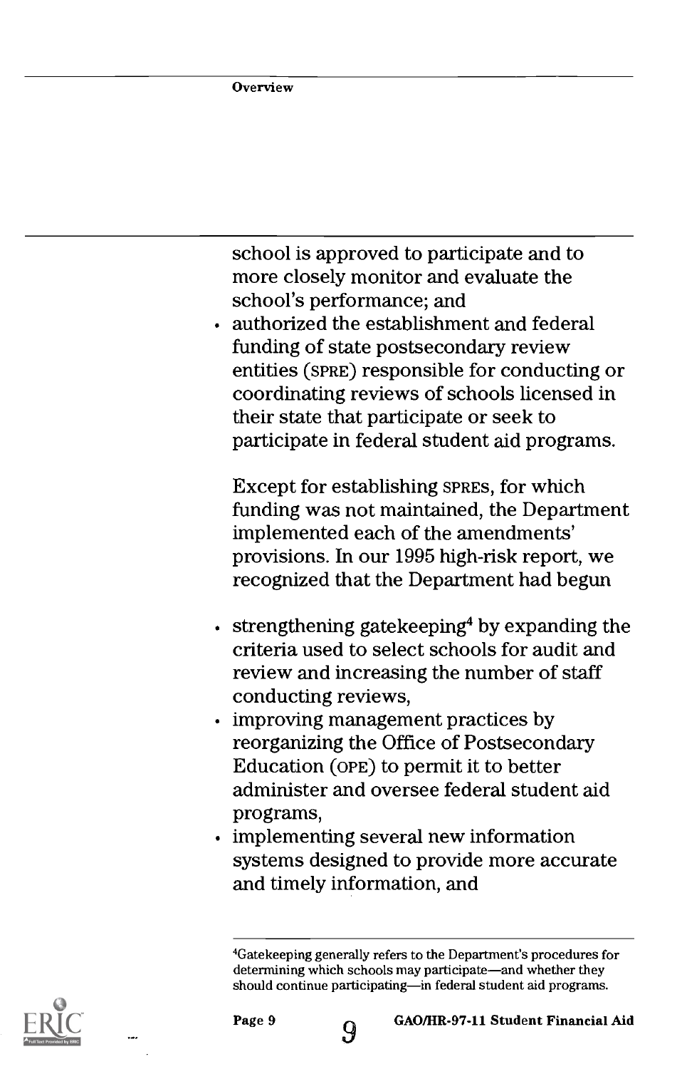school is approved to participate and to more closely monitor and evaluate the school's performance; and

- authorized the establishment and federal funding of state postsecondary review entities (SPRE) responsible for conducting or coordinating reviews of schools licensed in their state that participate or seek to participate in federal student aid programs.

Except for establishing SPREs, for which funding was not maintained, the Department implemented each of the amendments' provisions. In our 1995 high-risk report, we recognized that the Department had begun

- strengthening gatekeeping[4] by expanding the criteria used to select schools for audit and review and increasing the number of staff conducting reviews,
- improving management practices by reorganizing the Office of Postsecondary Education (OPE) to permit it to better administer and oversee federal student aid programs,
- implementing several new information systems designed to provide more accurate and timely information, and

[4] Gatekeeping generally refers to the Department's procedures for determining which schools may participate—and whether they should continue participating—in federal student aid programs.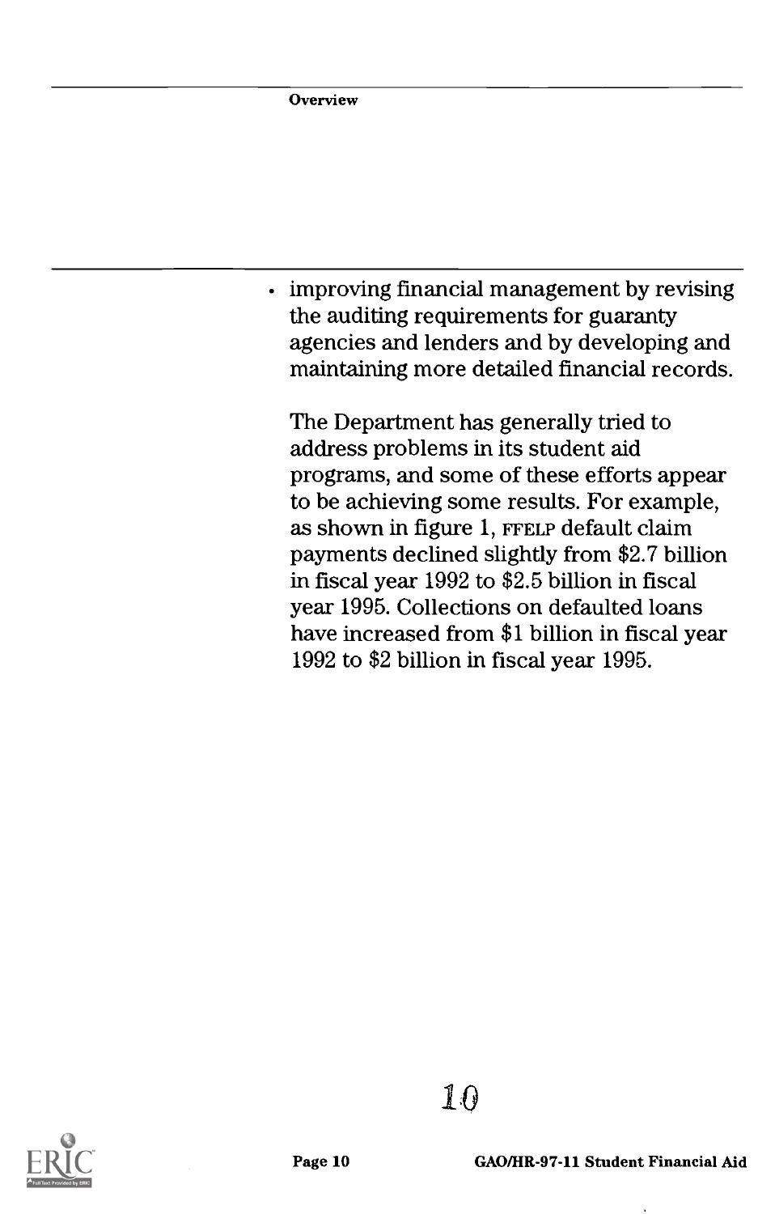- improving financial management by revising the auditing requirements for guaranty agencies and lenders and by developing and maintaining more detailed financial records.

The Department has generally tried to address problems in its student aid programs, and some of these efforts appear to be achieving some results. For example, as shown in figure 1, FFELP default claim payments declined slightly from $2.7 billion in fiscal year 1992 to $2.5 billion in fiscal year 1995. Collections on defaulted loans have increased from $1 billion in fiscal year 1992 to $2 billion in fiscal year 1995.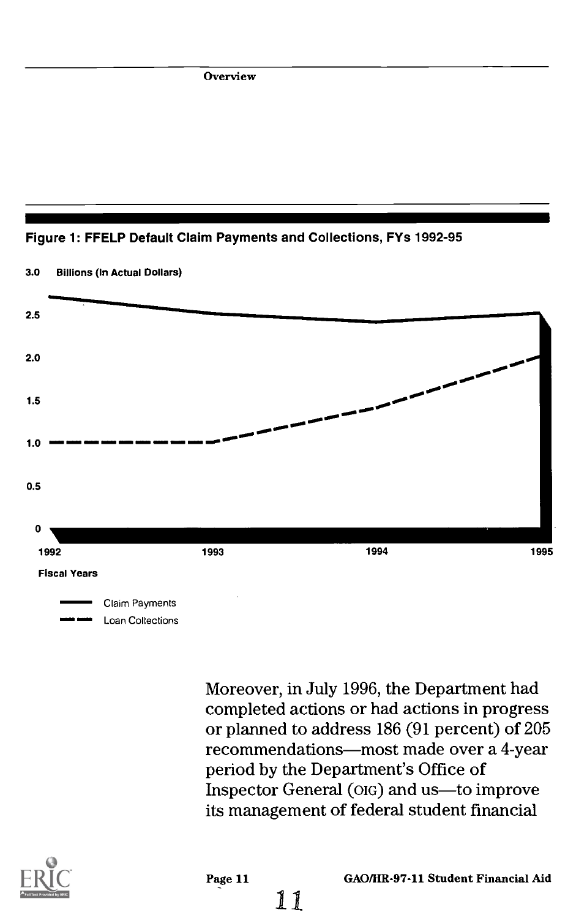**Figure 1: FFELP Default Claim Payments and Collections, FYs 1992-95**

3.0 Billions (In Actual Dollars)

2.5

2.0

1.5

1.0

0.5

0

1992 1993 1994 1995

Fiscal Years

Claim Payments

Loan Collections

Moreover, in July 1996, the Department had completed actions or had actions in progress or planned to address 186 (91 percent) of 205 recommendations—most made over a 4-year period by the Department's Office of Inspector General (OIG) and us—to improve its management of federal student financial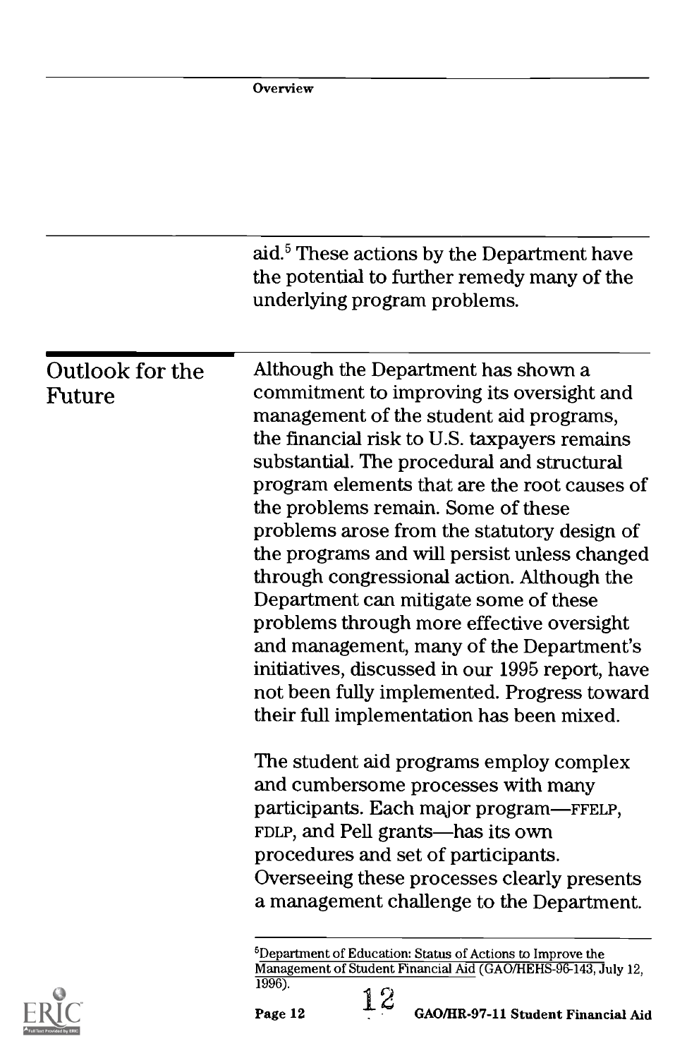aid.[5] These actions by the Department have the potential to further remedy many of the underlying program problems.

## Outlook for the Future

Although the Department has shown a commitment to improving its oversight and management of the student aid programs, the financial risk to U.S. taxpayers remains substantial. The procedural and structural program elements that are the root causes of the problems remain. Some of these problems arose from the statutory design of the programs and will persist unless changed through congressional action. Although the Department can mitigate some of these problems through more effective oversight and management, many of the Department's initiatives, discussed in our 1995 report, have not been fully implemented. Progress toward their full implementation has been mixed.

The student aid programs employ complex and cumbersome processes with many participants. Each major program—FFELP, FDLP, and Pell grants—has its own procedures and set of participants. Overseeing these processes clearly presents a management challenge to the Department.

[5] Department of Education: Status of Actions to Improve the Management of Student Financial Aid (GAO/HEHS-96-143, July 12, 1996).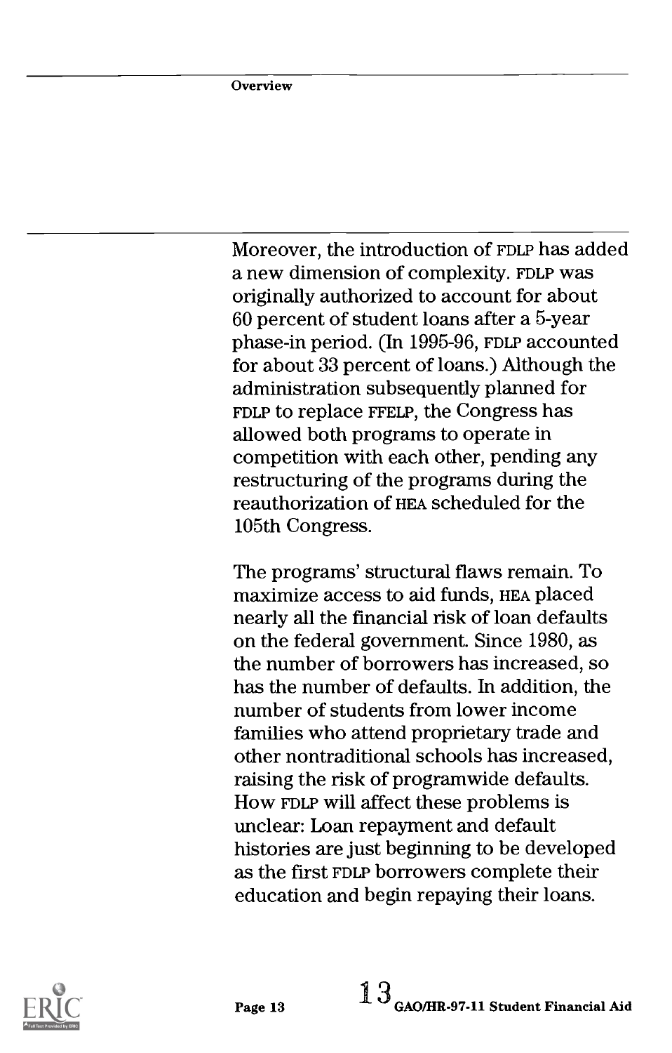Moreover, the introduction of FDLP has added a new dimension of complexity. FDLP was originally authorized to account for about 60 percent of student loans after a 5-year phase-in period. (In 1995-96, FDLP accounted for about 33 percent of loans.) Although the administration subsequently planned for FDLP to replace FFELP, the Congress has allowed both programs to operate in competition with each other, pending any restructuring of the programs during the reauthorization of HEA scheduled for the 105th Congress.

The programs' structural flaws remain. To maximize access to aid funds, HEA placed nearly all the financial risk of loan defaults on the federal government. Since 1980, as the number of borrowers has increased, so has the number of defaults. In addition, the number of students from lower income families who attend proprietary trade and other nontraditional schools has increased, raising the risk of programwide defaults. How FDLP will affect these problems is unclear: Loan repayment and default histories are just beginning to be developed as the first FDLP borrowers complete their education and begin repaying their loans.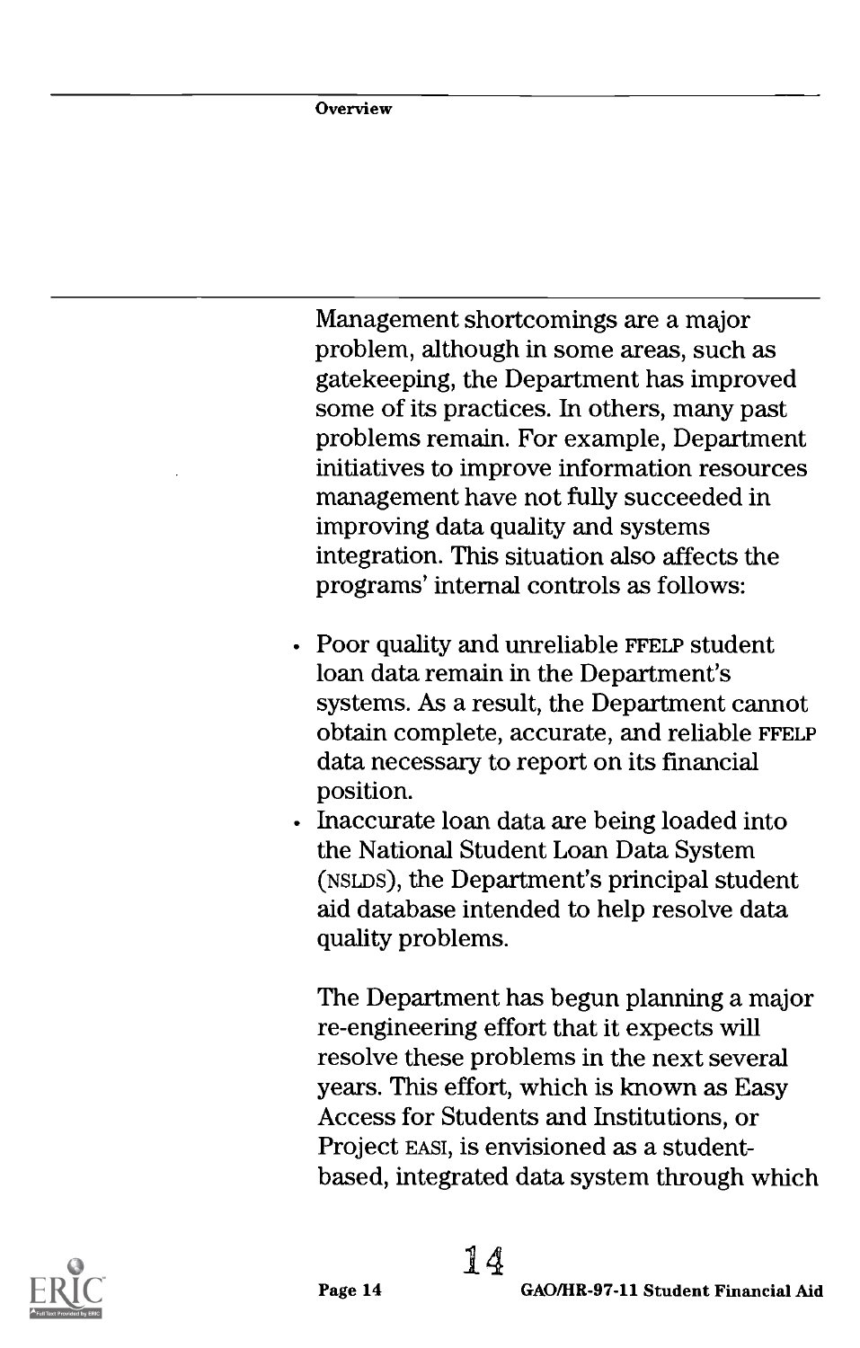Management shortcomings are a major problem, although in some areas, such as gatekeeping, the Department has improved some of its practices. In others, many past problems remain. For example, Department initiatives to improve information resources management have not fully succeeded in improving data quality and systems integration. This situation also affects the programs' internal controls as follows:

- Poor quality and unreliable FFELP student loan data remain in the Department's systems. As a result, the Department cannot obtain complete, accurate, and reliable FFELP data necessary to report on its financial position.
- Inaccurate loan data are being loaded into the National Student Loan Data System (NSLDS), the Department's principal student aid database intended to help resolve data quality problems.

The Department has begun planning a major re-engineering effort that it expects will resolve these problems in the next several years. This effort, which is known as Easy Access for Students and Institutions, or Project EASI, is envisioned as a student-based, integrated data system through which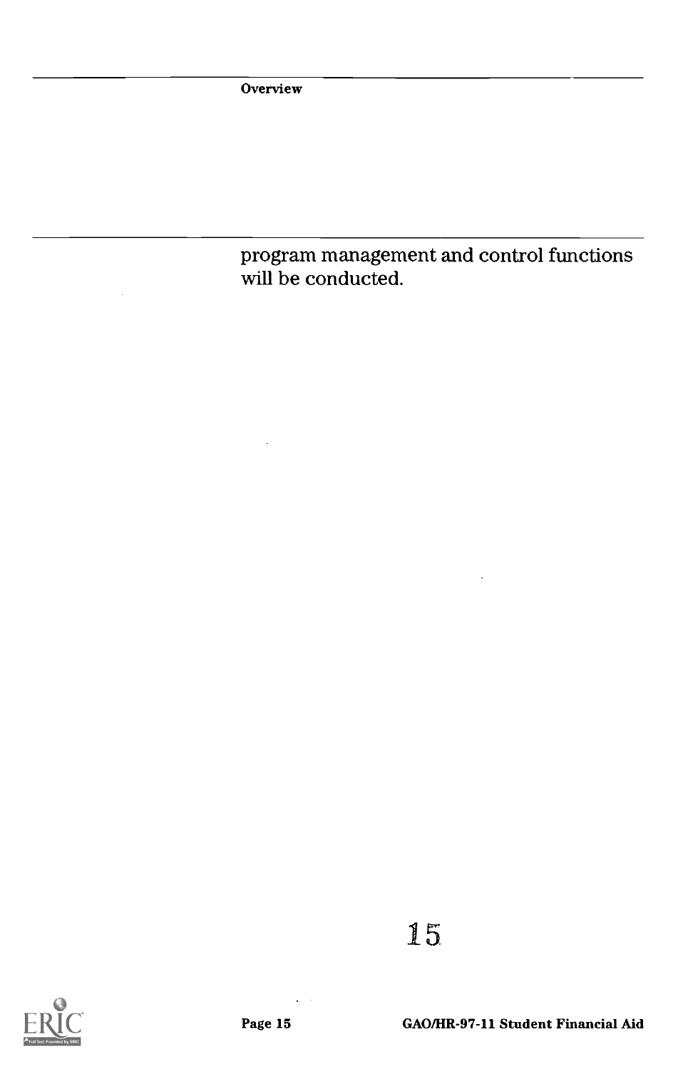program management and control functions will be conducted.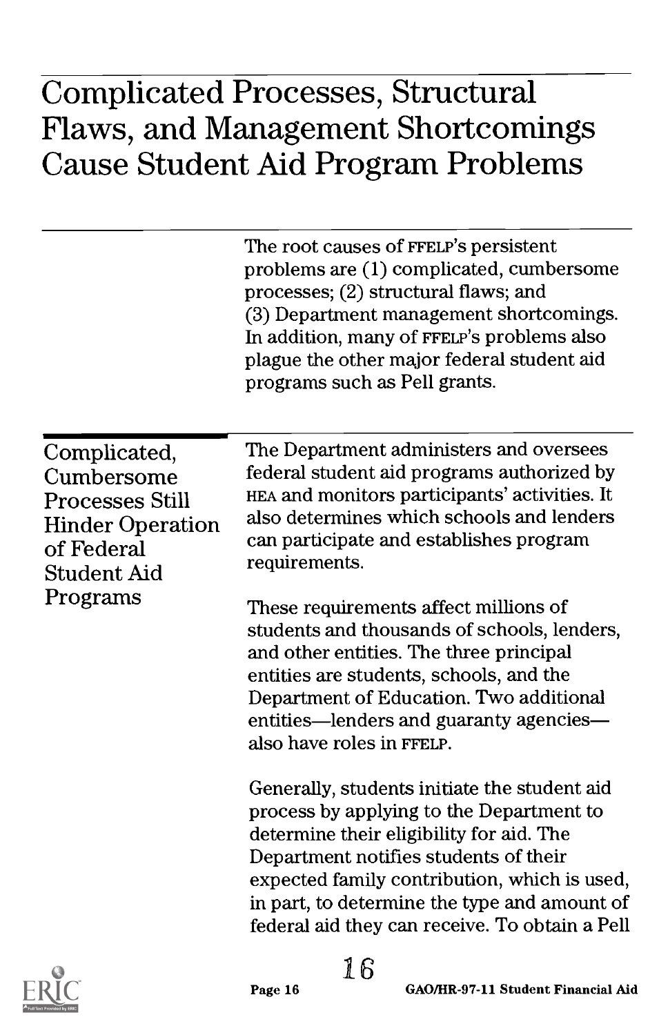# Complicated Processes, Structural Flaws, and Management Shortcomings Cause Student Aid Program Problems

The root causes of FFELP's persistent problems are (1) complicated, cumbersome processes; (2) structural flaws; and (3) Department management shortcomings. In addition, many of FFELP's problems also plague the other major federal student aid programs such as Pell grants.

## Complicated, Cumbersome Processes Still Hinder Operation of Federal Student Aid Programs

The Department administers and oversees federal student aid programs authorized by HEA and monitors participants' activities. It also determines which schools and lenders can participate and establishes program requirements.

These requirements affect millions of students and thousands of schools, lenders, and other entities. The three principal entities are students, schools, and the Department of Education. Two additional entities—lenders and guaranty agencies—also have roles in FFELP.

Generally, students initiate the student aid process by applying to the Department to determine their eligibility for aid. The Department notifies students of their expected family contribution, which is used, in part, to determine the type and amount of federal aid they can receive. To obtain a Pell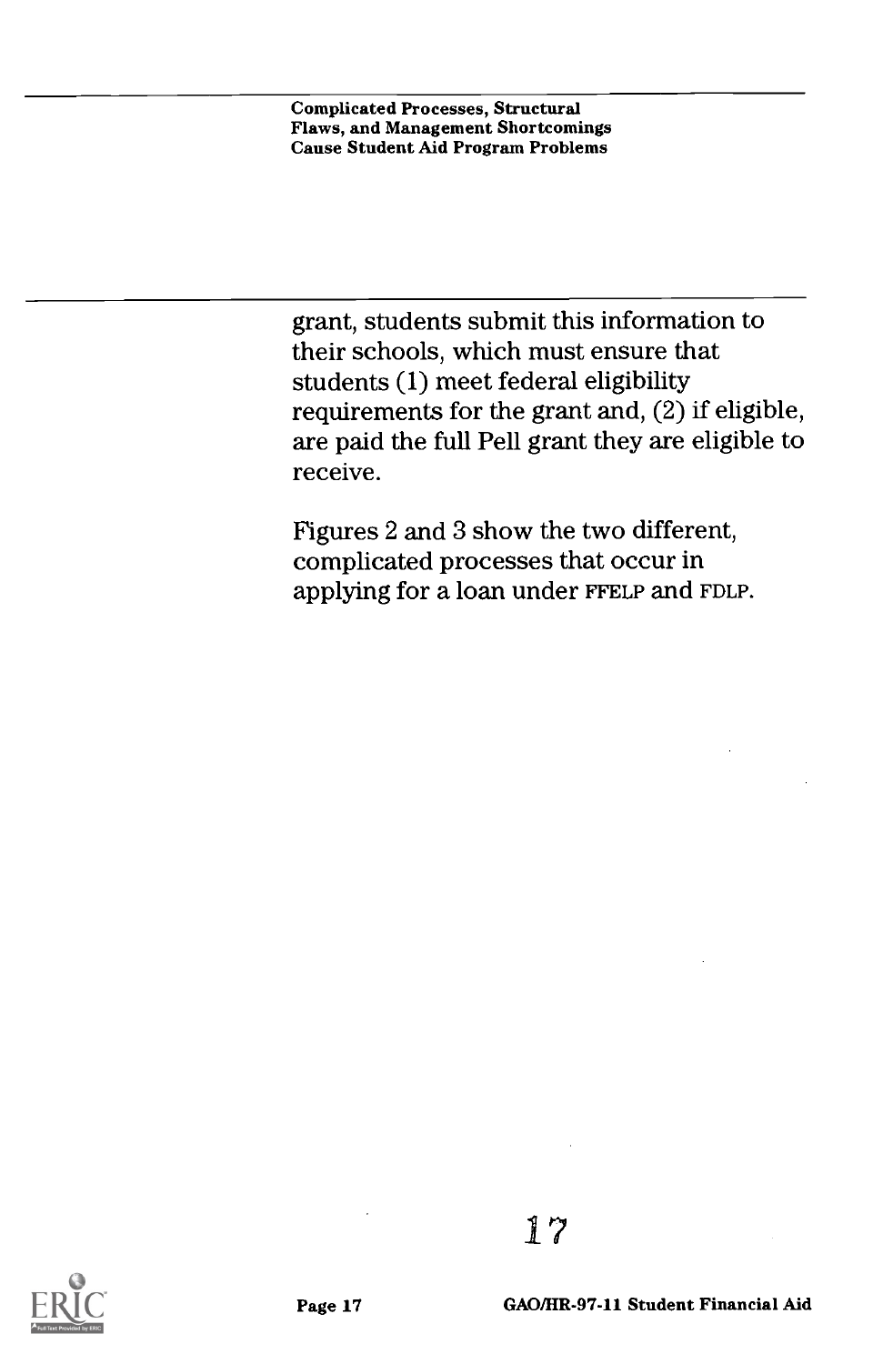grant, students submit this information to their schools, which must ensure that students (1) meet federal eligibility requirements for the grant and, (2) if eligible, are paid the full Pell grant they are eligible to receive.

Figures 2 and 3 show the two different, complicated processes that occur in applying for a loan under FFELP and FDLP.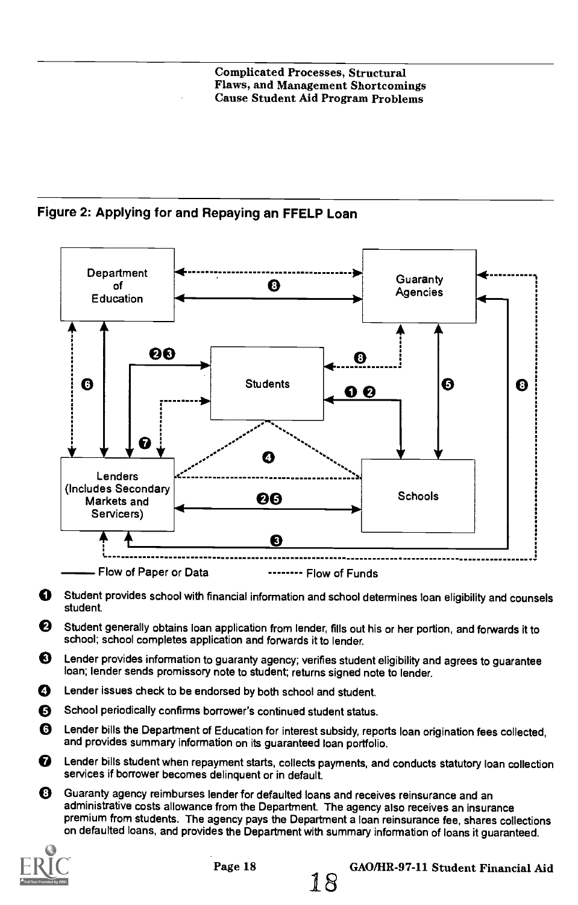## Figure 2: Applying for and Repaying an FFELP Loan

Department of Education

Guaranty Agencies

Students

Lenders (Includes Secondary Markets and Servicers)

Schools

——— Flow of Paper or Data -------- Flow of Funds

1. Student provides school with financial information and school determines loan eligibility and counsels student.
2. Student generally obtains loan application from lender, fills out his or her portion, and forwards it to school; school completes application and forwards it to lender.
3. Lender provides information to guaranty agency; verifies student eligibility and agrees to guarantee loan; lender sends promissory note to student; returns signed note to lender.
4. Lender issues check to be endorsed by both school and student.
5. School periodically confirms borrower's continued student status.
6. Lender bills the Department of Education for interest subsidy, reports loan origination fees collected, and provides summary information on its guaranteed loan portfolio.
7. Lender bills student when repayment starts, collects payments, and conducts statutory loan collection services if borrower becomes delinquent or in default.
8. Guaranty agency reimburses lender for defaulted loans and receives reinsurance and an administrative costs allowance from the Department. The agency also receives an insurance premium from students. The agency pays the Department a loan reinsurance fee, shares collections on defaulted loans, and provides the Department with summary information of loans it guaranteed.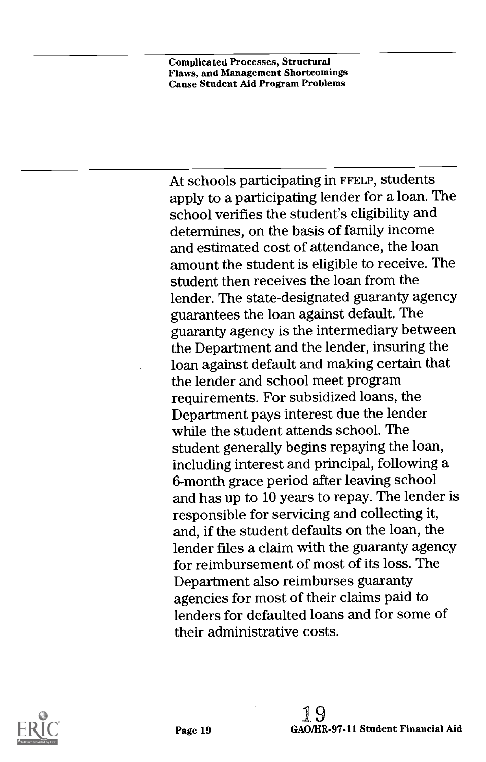At schools participating in FFELP, students apply to a participating lender for a loan. The school verifies the student's eligibility and determines, on the basis of family income and estimated cost of attendance, the loan amount the student is eligible to receive. The student then receives the loan from the lender. The state-designated guaranty agency guarantees the loan against default. The guaranty agency is the intermediary between the Department and the lender, insuring the loan against default and making certain that the lender and school meet program requirements. For subsidized loans, the Department pays interest due the lender while the student attends school. The student generally begins repaying the loan, including interest and principal, following a 6-month grace period after leaving school and has up to 10 years to repay. The lender is responsible for servicing and collecting it, and, if the student defaults on the loan, the lender files a claim with the guaranty agency for reimbursement of most of its loss. The Department also reimburses guaranty agencies for most of their claims paid to lenders for defaulted loans and for some of their administrative costs.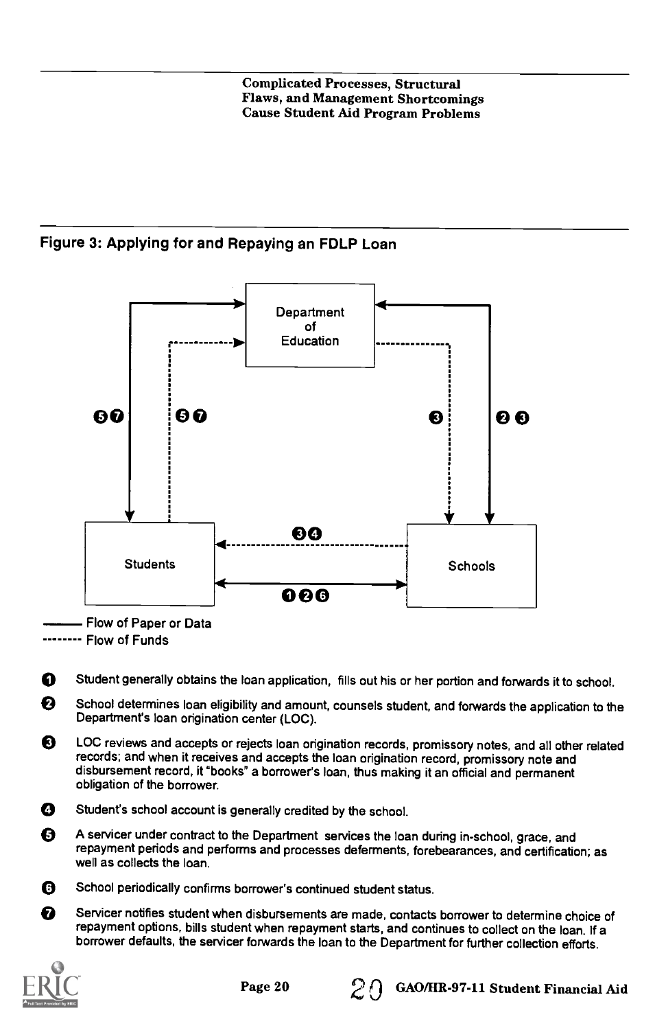## Figure 3: Applying for and Repaying an FDLP Loan

Department of Education

Students

Schools

——— Flow of Paper or Data

-------- Flow of Funds

1. Student generally obtains the loan application, fills out his or her portion and forwards it to school.
2. School determines loan eligibility and amount, counsels student, and forwards the application to the Department's loan origination center (LOC).
3. LOC reviews and accepts or rejects loan origination records, promissory notes, and all other related records; and when it receives and accepts the loan origination record, promissory note and disbursement record, it "books" a borrower's loan, thus making it an official and permanent obligation of the borrower.
4. Student's school account is generally credited by the school.
5. A servicer under contract to the Department services the loan during in-school, grace, and repayment periods and performs and processes deferments, forebearances, and certification; as well as collects the loan.
6. School periodically confirms borrower's continued student status.
7. Servicer notifies student when disbursements are made, contacts borrower to determine choice of repayment options, bills student when repayment starts, and continues to collect on the loan. If a borrower defaults, the servicer forwards the loan to the Department for further collection efforts.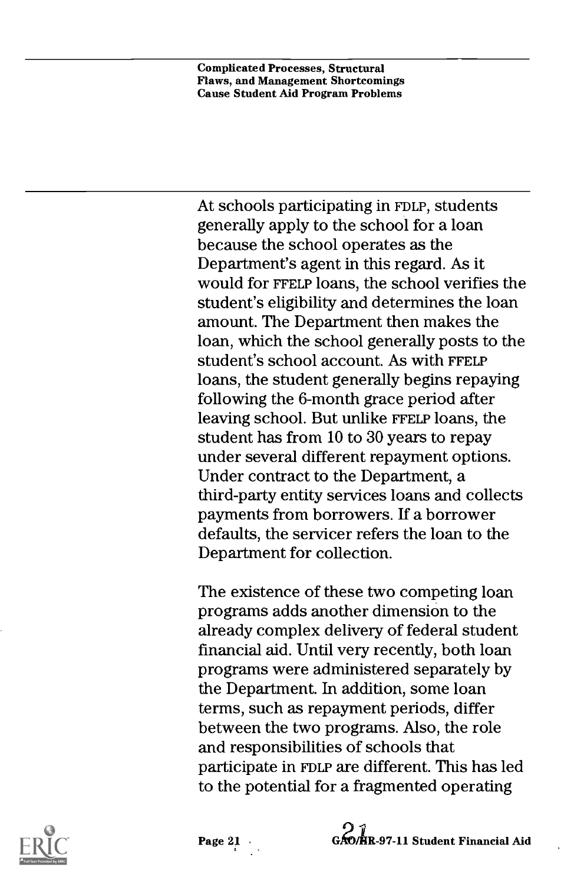At schools participating in FDLP, students generally apply to the school for a loan because the school operates as the Department's agent in this regard. As it would for FFELP loans, the school verifies the student's eligibility and determines the loan amount. The Department then makes the loan, which the school generally posts to the student's school account. As with FFELP loans, the student generally begins repaying following the 6-month grace period after leaving school. But unlike FFELP loans, the student has from 10 to 30 years to repay under several different repayment options. Under contract to the Department, a third-party entity services loans and collects payments from borrowers. If a borrower defaults, the servicer refers the loan to the Department for collection.

The existence of these two competing loan programs adds another dimension to the already complex delivery of federal student financial aid. Until very recently, both loan programs were administered separately by the Department. In addition, some loan terms, such as repayment periods, differ between the two programs. Also, the role and responsibilities of schools that participate in FDLP are different. This has led to the potential for a fragmented operating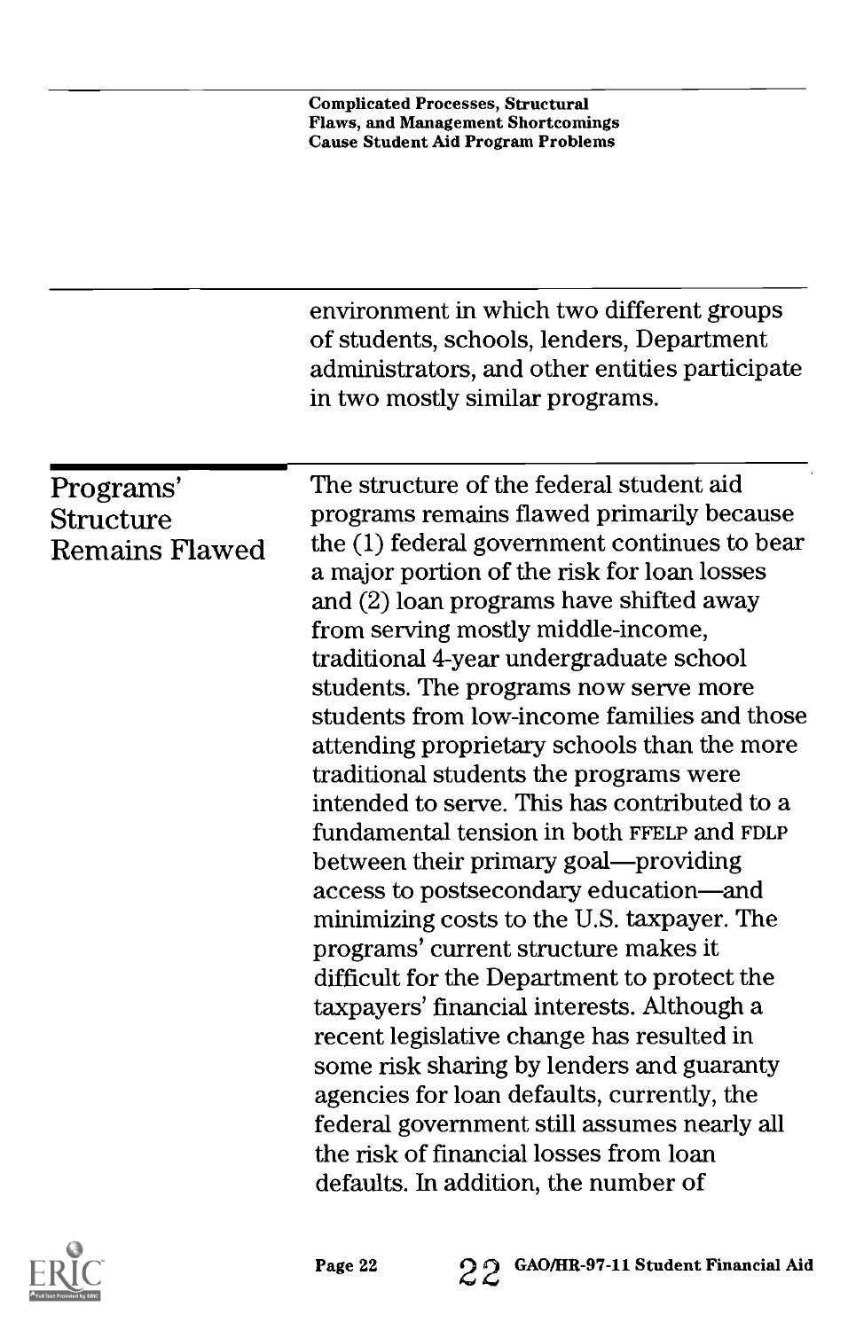environment in which two different groups of students, schools, lenders, Department administrators, and other entities participate in two mostly similar programs.

## Programs' Structure Remains Flawed

The structure of the federal student aid programs remains flawed primarily because the (1) federal government continues to bear a major portion of the risk for loan losses and (2) loan programs have shifted away from serving mostly middle-income, traditional 4-year undergraduate school students. The programs now serve more students from low-income families and those attending proprietary schools than the more traditional students the programs were intended to serve. This has contributed to a fundamental tension in both FFELP and FDLP between their primary goal—providing access to postsecondary education—and minimizing costs to the U.S. taxpayer. The programs' current structure makes it difficult for the Department to protect the taxpayers' financial interests. Although a recent legislative change has resulted in some risk sharing by lenders and guaranty agencies for loan defaults, currently, the federal government still assumes nearly all the risk of financial losses from loan defaults. In addition, the number of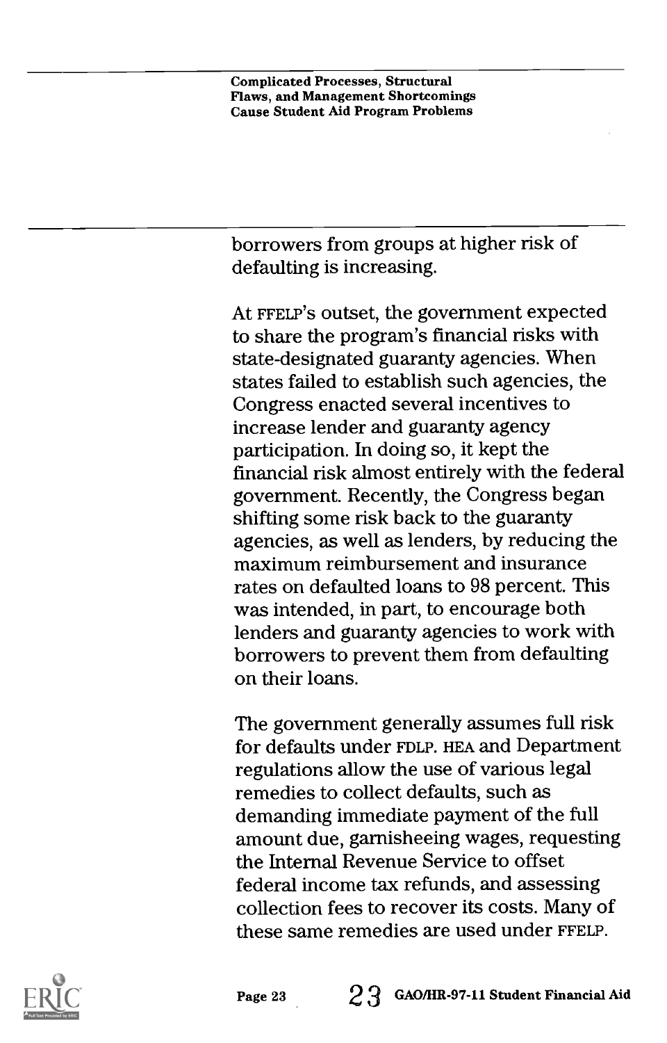borrowers from groups at higher risk of defaulting is increasing.

At FFELP's outset, the government expected to share the program's financial risks with state-designated guaranty agencies. When states failed to establish such agencies, the Congress enacted several incentives to increase lender and guaranty agency participation. In doing so, it kept the financial risk almost entirely with the federal government. Recently, the Congress began shifting some risk back to the guaranty agencies, as well as lenders, by reducing the maximum reimbursement and insurance rates on defaulted loans to 98 percent. This was intended, in part, to encourage both lenders and guaranty agencies to work with borrowers to prevent them from defaulting on their loans.

The government generally assumes full risk for defaults under FDLP. HEA and Department regulations allow the use of various legal remedies to collect defaults, such as demanding immediate payment of the full amount due, garnisheeing wages, requesting the Internal Revenue Service to offset federal income tax refunds, and assessing collection fees to recover its costs. Many of these same remedies are used under FFELP.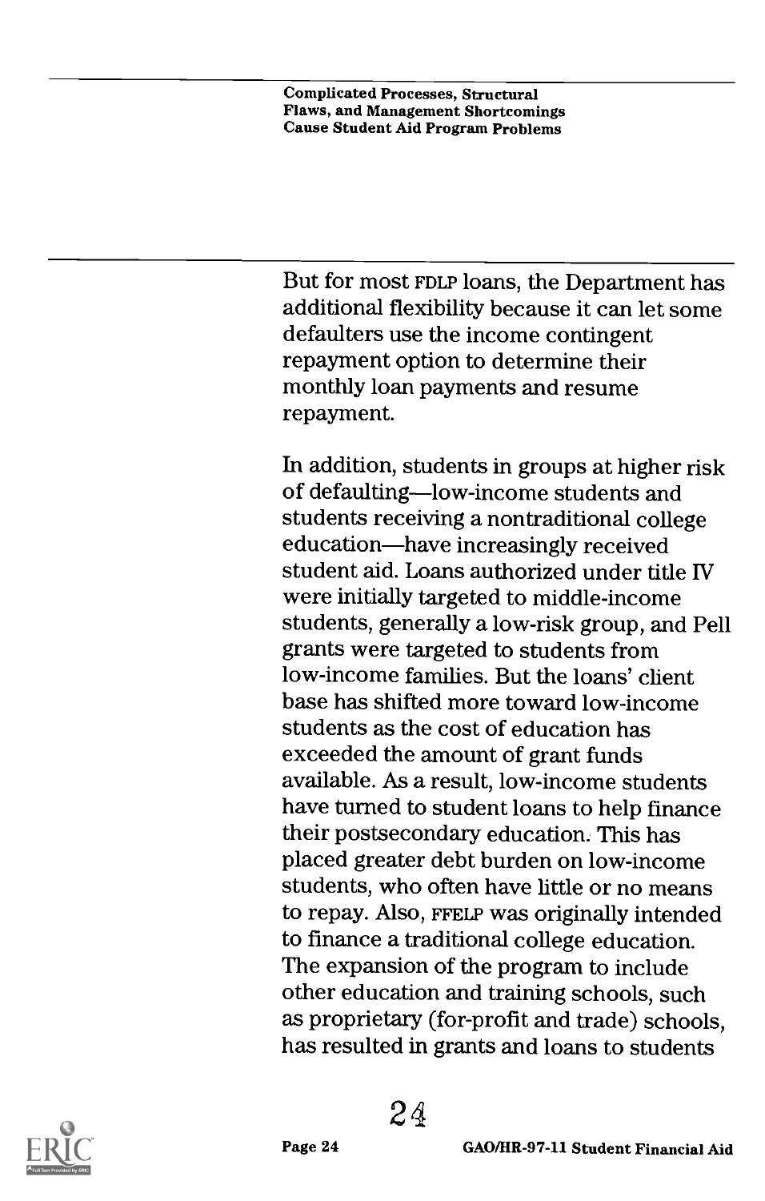But for most FDLP loans, the Department has additional flexibility because it can let some defaulters use the income contingent repayment option to determine their monthly loan payments and resume repayment.

In addition, students in groups at higher risk of defaulting—low-income students and students receiving a nontraditional college education—have increasingly received student aid. Loans authorized under title IV were initially targeted to middle-income students, generally a low-risk group, and Pell grants were targeted to students from low-income families. But the loans' client base has shifted more toward low-income students as the cost of education has exceeded the amount of grant funds available. As a result, low-income students have turned to student loans to help finance their postsecondary education. This has placed greater debt burden on low-income students, who often have little or no means to repay. Also, FFELP was originally intended to finance a traditional college education. The expansion of the program to include other education and training schools, such as proprietary (for-profit and trade) schools, has resulted in grants and loans to students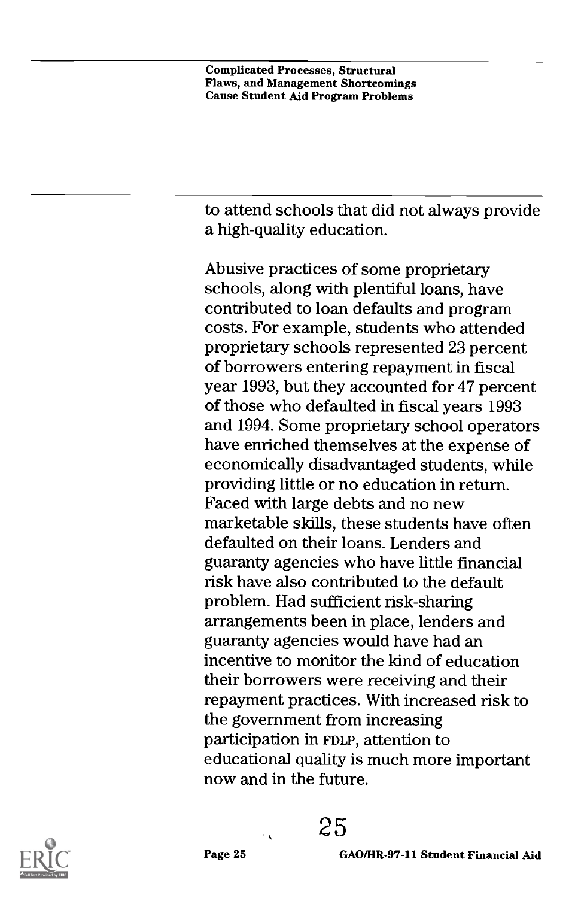to attend schools that did not always provide a high-quality education.

Abusive practices of some proprietary schools, along with plentiful loans, have contributed to loan defaults and program costs. For example, students who attended proprietary schools represented 23 percent of borrowers entering repayment in fiscal year 1993, but they accounted for 47 percent of those who defaulted in fiscal years 1993 and 1994. Some proprietary school operators have enriched themselves at the expense of economically disadvantaged students, while providing little or no education in return. Faced with large debts and no new marketable skills, these students have often defaulted on their loans. Lenders and guaranty agencies who have little financial risk have also contributed to the default problem. Had sufficient risk-sharing arrangements been in place, lenders and guaranty agencies would have had an incentive to monitor the kind of education their borrowers were receiving and their repayment practices. With increased risk to the government from increasing participation in FDLP, attention to educational quality is much more important now and in the future.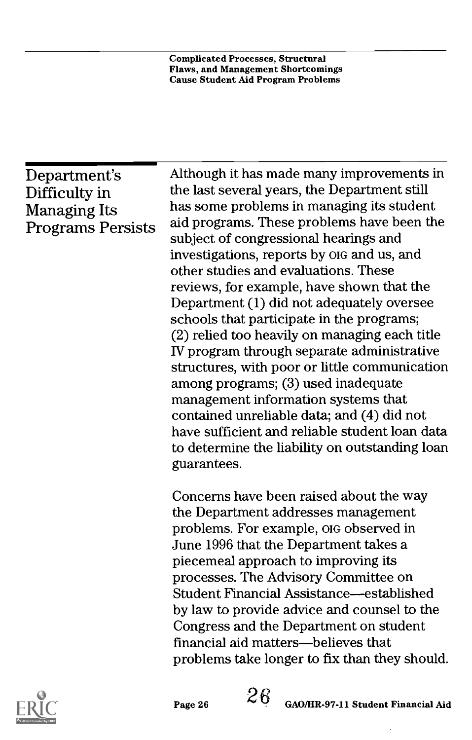## Department's Difficulty in Managing Its Programs Persists

Although it has made many improvements in the last several years, the Department still has some problems in managing its student aid programs. These problems have been the subject of congressional hearings and investigations, reports by OIG and us, and other studies and evaluations. These reviews, for example, have shown that the Department (1) did not adequately oversee schools that participate in the programs; (2) relied too heavily on managing each title IV program through separate administrative structures, with poor or little communication among programs; (3) used inadequate management information systems that contained unreliable data; and (4) did not have sufficient and reliable student loan data to determine the liability on outstanding loan guarantees.

Concerns have been raised about the way the Department addresses management problems. For example, OIG observed in June 1996 that the Department takes a piecemeal approach to improving its processes. The Advisory Committee on Student Financial Assistance—established by law to provide advice and counsel to the Congress and the Department on student financial aid matters—believes that problems take longer to fix than they should.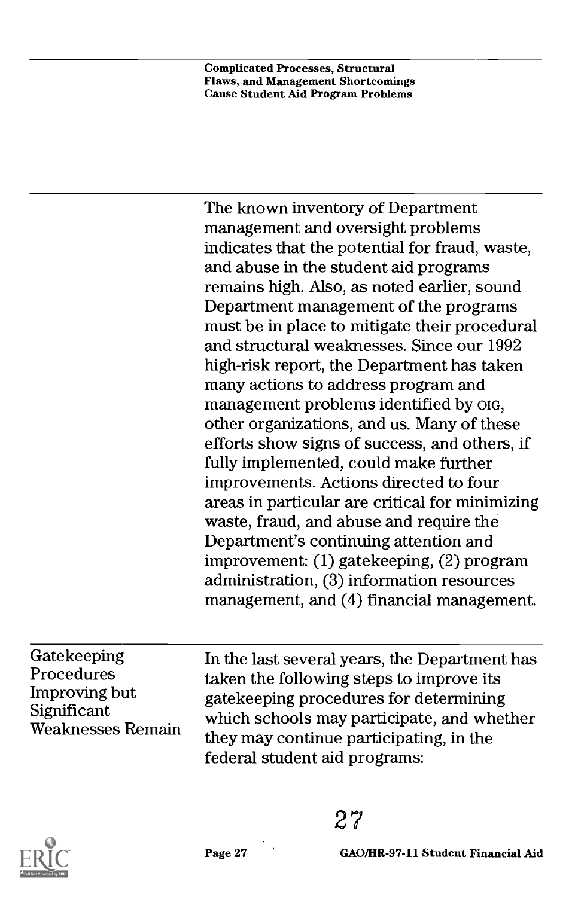The known inventory of Department management and oversight problems indicates that the potential for fraud, waste, and abuse in the student aid programs remains high. Also, as noted earlier, sound Department management of the programs must be in place to mitigate their procedural and structural weaknesses. Since our 1992 high-risk report, the Department has taken many actions to address program and management problems identified by OIG, other organizations, and us. Many of these efforts show signs of success, and others, if fully implemented, could make further improvements. Actions directed to four areas in particular are critical for minimizing waste, fraud, and abuse and require the Department's continuing attention and improvement: (1) gatekeeping, (2) program administration, (3) information resources management, and (4) financial management.

## Gatekeeping Procedures Improving but Significant Weaknesses Remain

In the last several years, the Department has taken the following steps to improve its gatekeeping procedures for determining which schools may participate, and whether they may continue participating, in the federal student aid programs: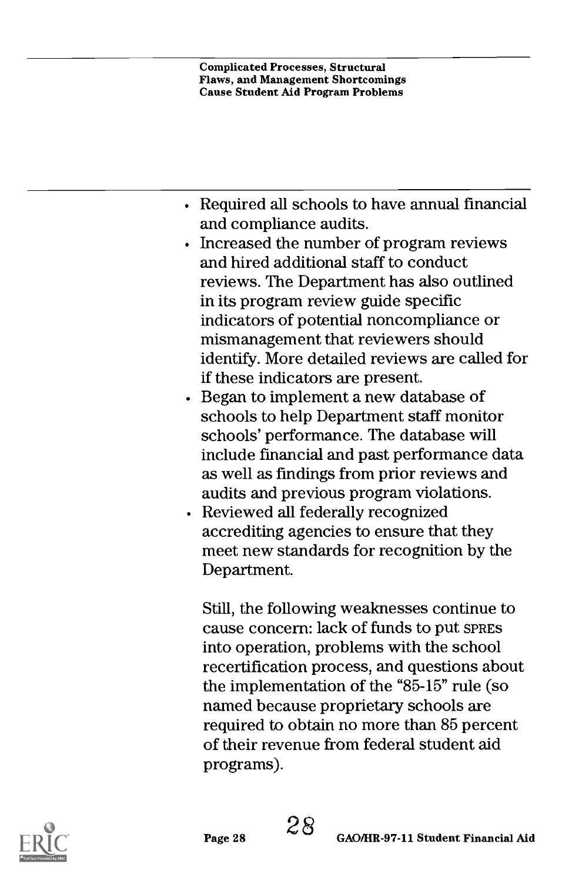- Required all schools to have annual financial and compliance audits.
- Increased the number of program reviews and hired additional staff to conduct reviews. The Department has also outlined in its program review guide specific indicators of potential noncompliance or mismanagement that reviewers should identify. More detailed reviews are called for if these indicators are present.
- Began to implement a new database of schools to help Department staff monitor schools' performance. The database will include financial and past performance data as well as findings from prior reviews and audits and previous program violations.
- Reviewed all federally recognized accrediting agencies to ensure that they meet new standards for recognition by the Department.

Still, the following weaknesses continue to cause concern: lack of funds to put SPREs into operation, problems with the school recertification process, and questions about the implementation of the "85-15" rule (so named because proprietary schools are required to obtain no more than 85 percent of their revenue from federal student aid programs).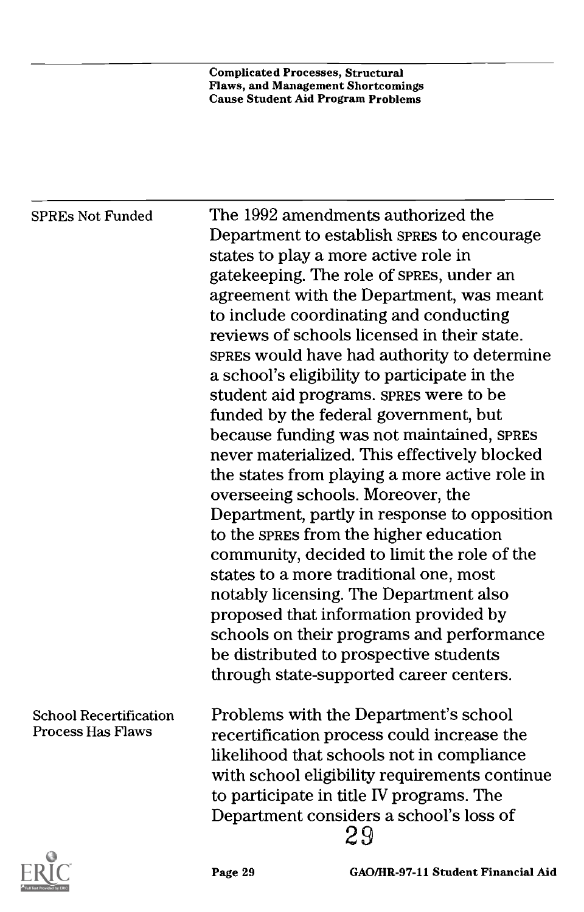### SPREs Not Funded

The 1992 amendments authorized the Department to establish SPRES to encourage states to play a more active role in gatekeeping. The role of SPRES, under an agreement with the Department, was meant to include coordinating and conducting reviews of schools licensed in their state. SPRES would have had authority to determine a school's eligibility to participate in the student aid programs. SPRES were to be funded by the federal government, but because funding was not maintained, SPRES never materialized. This effectively blocked the states from playing a more active role in overseeing schools. Moreover, the Department, partly in response to opposition to the SPRES from the higher education community, decided to limit the role of the states to a more traditional one, most notably licensing. The Department also proposed that information provided by schools on their programs and performance be distributed to prospective students through state-supported career centers.

### School Recertification Process Has Flaws

Problems with the Department's school recertification process could increase the likelihood that schools not in compliance with school eligibility requirements continue to participate in title IV programs. The Department considers a school's loss of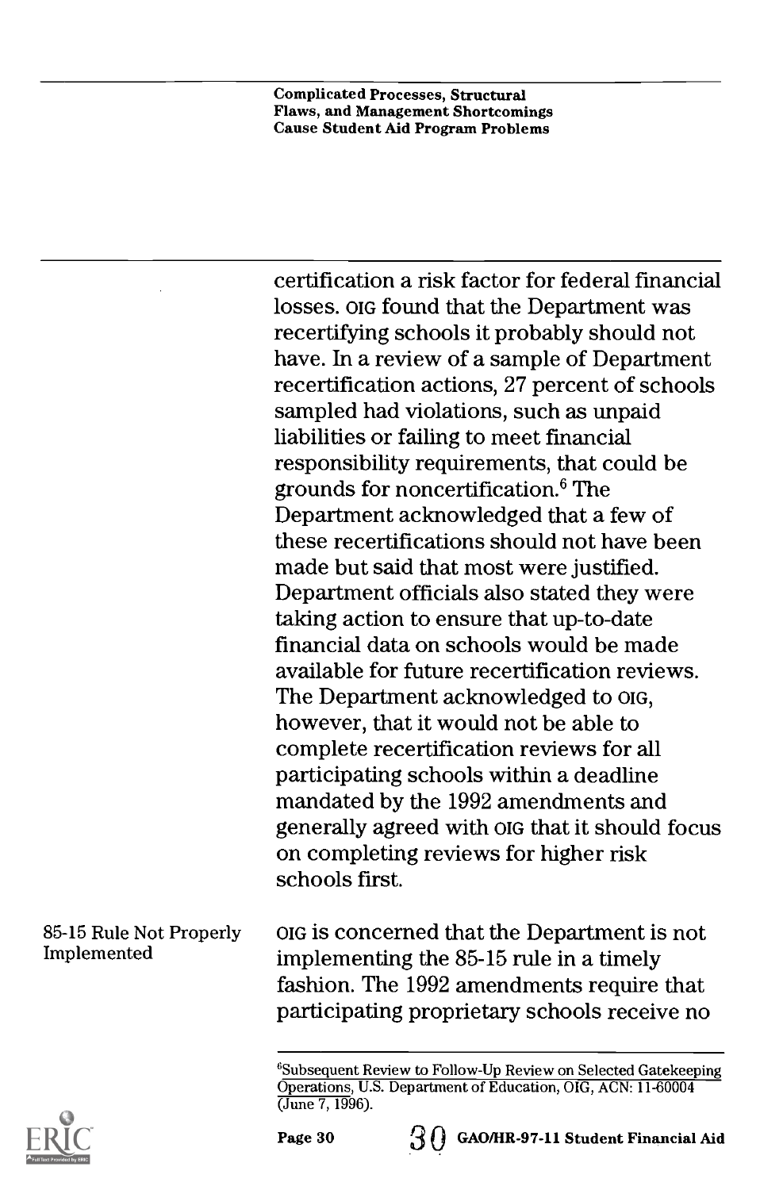certification a risk factor for federal financial losses. OIG found that the Department was recertifying schools it probably should not have. In a review of a sample of Department recertification actions, 27 percent of schools sampled had violations, such as unpaid liabilities or failing to meet financial responsibility requirements, that could be grounds for noncertification.[6] The Department acknowledged that a few of these recertifications should not have been made but said that most were justified. Department officials also stated they were taking action to ensure that up-to-date financial data on schools would be made available for future recertification reviews. The Department acknowledged to OIG, however, that it would not be able to complete recertification reviews for all participating schools within a deadline mandated by the 1992 amendments and generally agreed with OIG that it should focus on completing reviews for higher risk schools first.

### 85-15 Rule Not Properly Implemented

OIG is concerned that the Department is not implementing the 85-15 rule in a timely fashion. The 1992 amendments require that participating proprietary schools receive no

[6] Subsequent Review to Follow-Up Review on Selected Gatekeeping Operations, U.S. Department of Education, OIG, ACN: 11-60004 (June 7, 1996).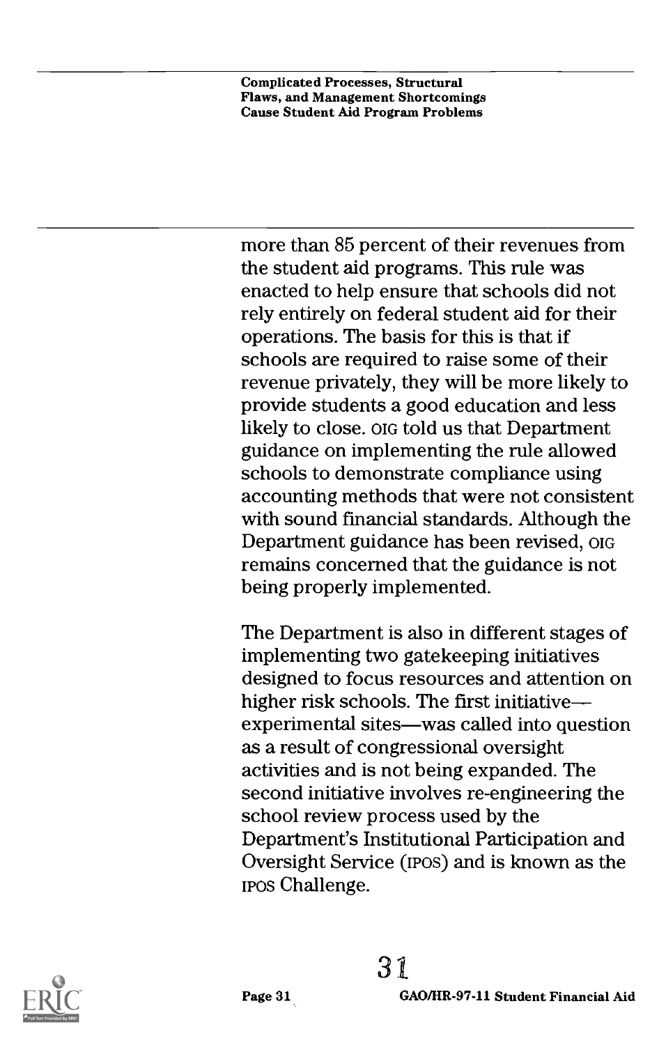more than 85 percent of their revenues from the student aid programs. This rule was enacted to help ensure that schools did not rely entirely on federal student aid for their operations. The basis for this is that if schools are required to raise some of their revenue privately, they will be more likely to provide students a good education and less likely to close. OIG told us that Department guidance on implementing the rule allowed schools to demonstrate compliance using accounting methods that were not consistent with sound financial standards. Although the Department guidance has been revised, OIG remains concerned that the guidance is not being properly implemented.

The Department is also in different stages of implementing two gatekeeping initiatives designed to focus resources and attention on higher risk schools. The first initiative—experimental sites—was called into question as a result of congressional oversight activities and is not being expanded. The second initiative involves re-engineering the school review process used by the Department's Institutional Participation and Oversight Service (IPOS) and is known as the IPOS Challenge.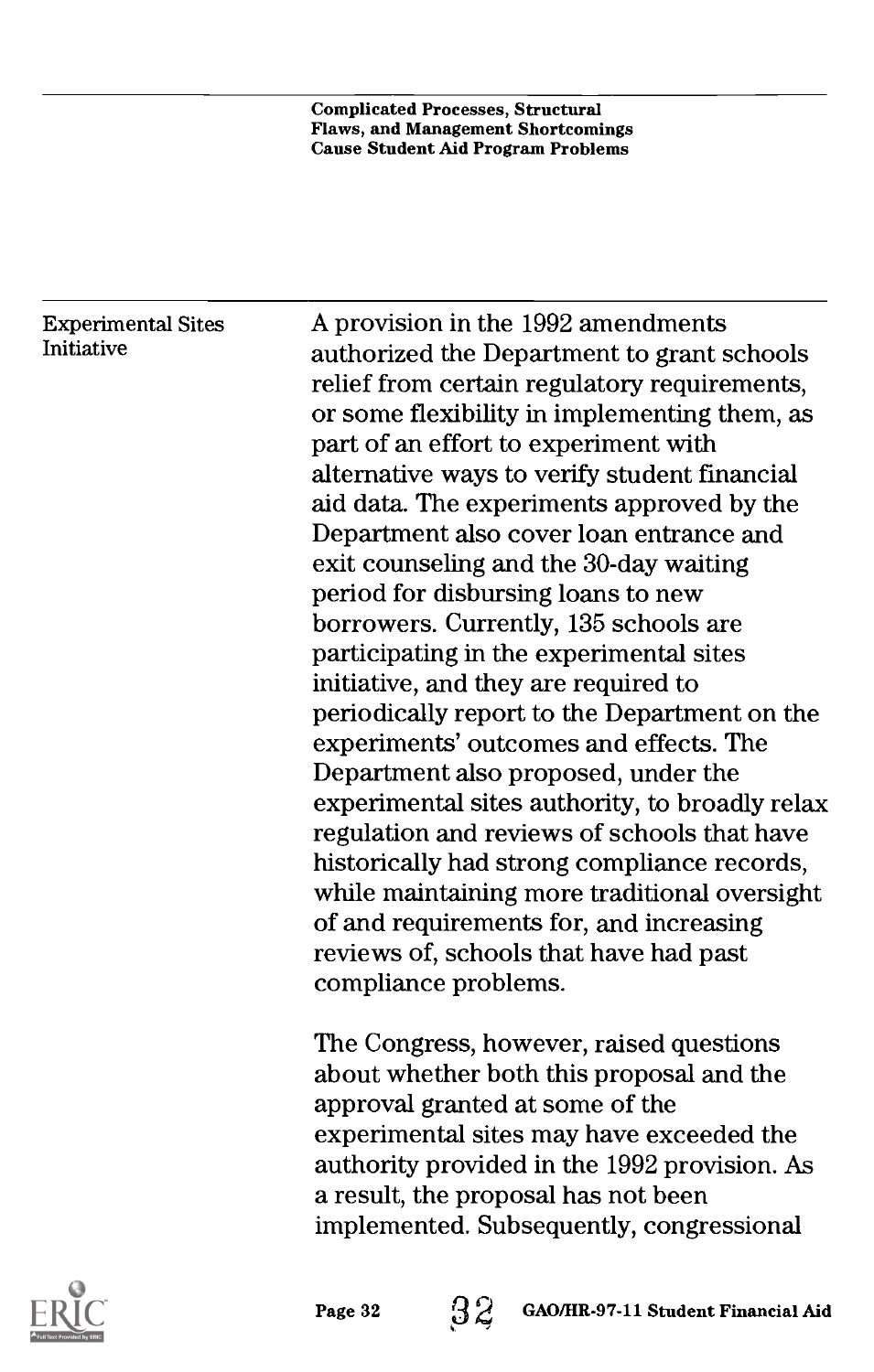### Experimental Sites Initiative

A provision in the 1992 amendments authorized the Department to grant schools relief from certain regulatory requirements, or some flexibility in implementing them, as part of an effort to experiment with alternative ways to verify student financial aid data. The experiments approved by the Department also cover loan entrance and exit counseling and the 30-day waiting period for disbursing loans to new borrowers. Currently, 135 schools are participating in the experimental sites initiative, and they are required to periodically report to the Department on the experiments' outcomes and effects. The Department also proposed, under the experimental sites authority, to broadly relax regulation and reviews of schools that have historically had strong compliance records, while maintaining more traditional oversight of and requirements for, and increasing reviews of, schools that have had past compliance problems.

The Congress, however, raised questions about whether both this proposal and the approval granted at some of the experimental sites may have exceeded the authority provided in the 1992 provision. As a result, the proposal has not been implemented. Subsequently, congressional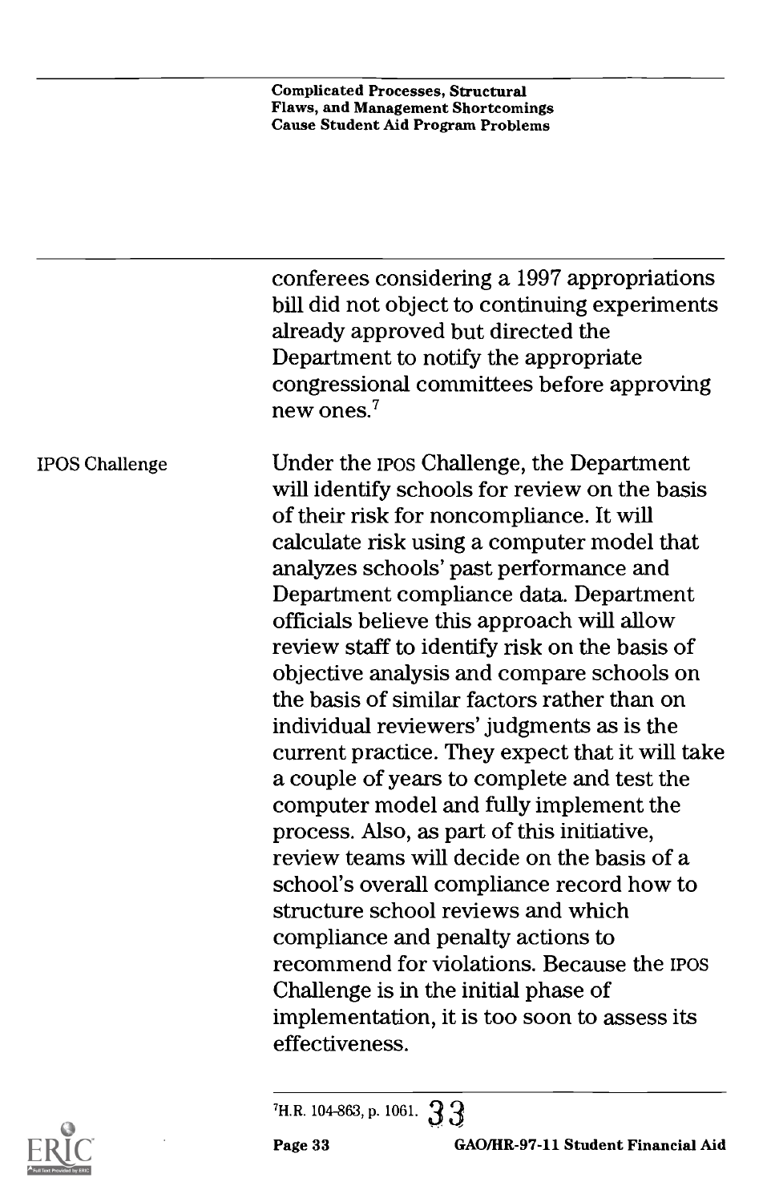conferees considering a 1997 appropriations bill did not object to continuing experiments already approved but directed the Department to notify the appropriate congressional committees before approving new ones.[7]

### IPOS Challenge

Under the IPOS Challenge, the Department will identify schools for review on the basis of their risk for noncompliance. It will calculate risk using a computer model that analyzes schools' past performance and Department compliance data. Department officials believe this approach will allow review staff to identify risk on the basis of objective analysis and compare schools on the basis of similar factors rather than on individual reviewers' judgments as is the current practice. They expect that it will take a couple of years to complete and test the computer model and fully implement the process. Also, as part of this initiative, review teams will decide on the basis of a school's overall compliance record how to structure school reviews and which compliance and penalty actions to recommend for violations. Because the IPOS Challenge is in the initial phase of implementation, it is too soon to assess its effectiveness.

---

[7]H.R. 104-863, p. 1061.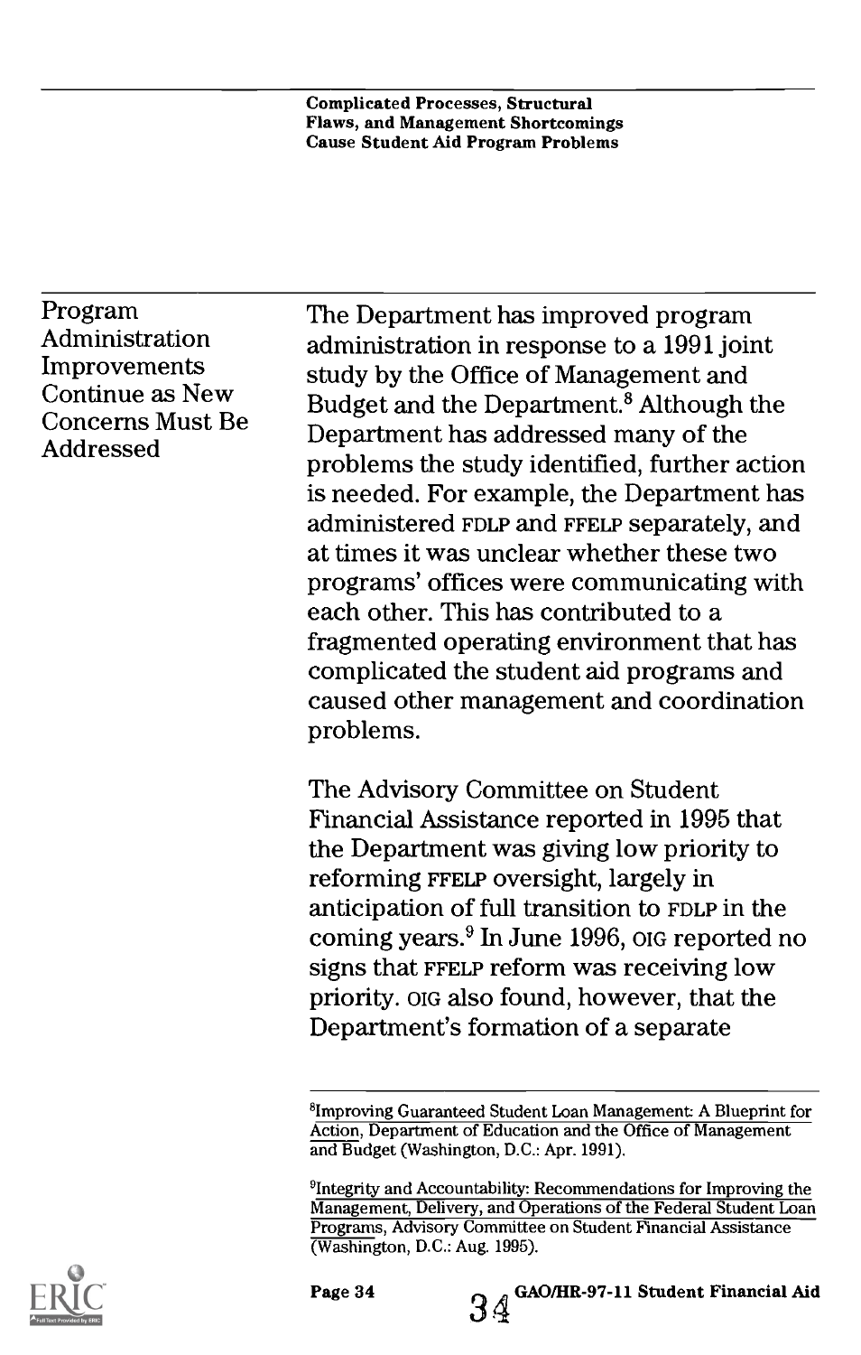## Program Administration Improvements Continue as New Concerns Must Be Addressed

The Department has improved program administration in response to a 1991 joint study by the Office of Management and Budget and the Department.[8] Although the Department has addressed many of the problems the study identified, further action is needed. For example, the Department has administered FDLP and FFELP separately, and at times it was unclear whether these two programs' offices were communicating with each other. This has contributed to a fragmented operating environment that has complicated the student aid programs and caused other management and coordination problems.

The Advisory Committee on Student Financial Assistance reported in 1995 that the Department was giving low priority to reforming FFELP oversight, largely in anticipation of full transition to FDLP in the coming years.[9] In June 1996, OIG reported no signs that FFELP reform was receiving low priority. OIG also found, however, that the Department's formation of a separate

[8] Improving Guaranteed Student Loan Management: A Blueprint for Action, Department of Education and the Office of Management and Budget (Washington, D.C.: Apr. 1991).

[9] Integrity and Accountability: Recommendations for Improving the Management, Delivery, and Operations of the Federal Student Loan Programs, Advisory Committee on Student Financial Assistance (Washington, D.C.: Aug. 1995).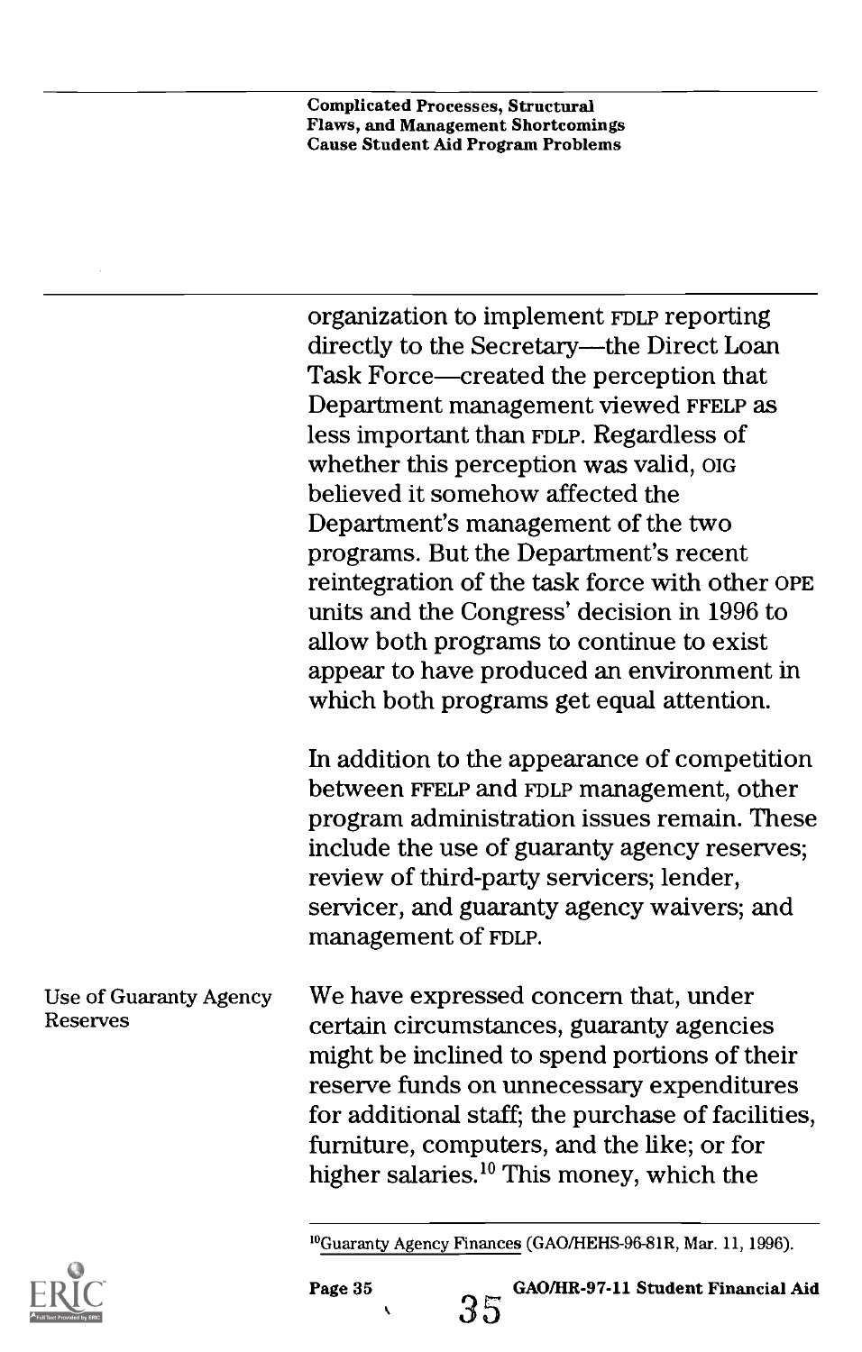organization to implement FDLP reporting directly to the Secretary—the Direct Loan Task Force—created the perception that Department management viewed FFELP as less important than FDLP. Regardless of whether this perception was valid, OIG believed it somehow affected the Department's management of the two programs. But the Department's recent reintegration of the task force with other OPE units and the Congress' decision in 1996 to allow both programs to continue to exist appear to have produced an environment in which both programs get equal attention.

In addition to the appearance of competition between FFELP and FDLP management, other program administration issues remain. These include the use of guaranty agency reserves; review of third-party servicers; lender, servicer, and guaranty agency waivers; and management of FDLP.

### Use of Guaranty Agency Reserves

We have expressed concern that, under certain circumstances, guaranty agencies might be inclined to spend portions of their reserve funds on unnecessary expenditures for additional staff; the purchase of facilities, furniture, computers, and the like; or for higher salaries.[10] This money, which the

[10] Guaranty Agency Finances (GAO/HEHS-96-81R, Mar. 11, 1996).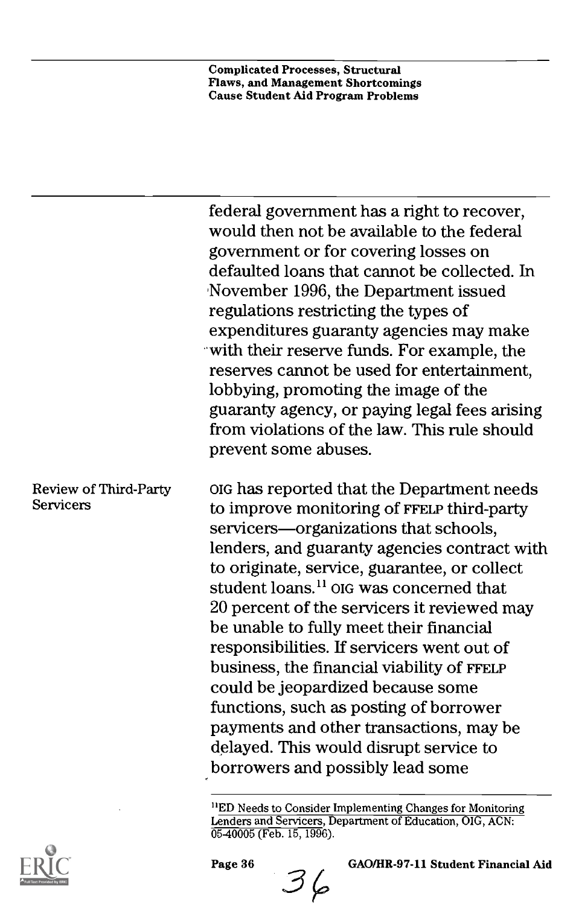federal government has a right to recover, would then not be available to the federal government or for covering losses on defaulted loans that cannot be collected. In November 1996, the Department issued regulations restricting the types of expenditures guaranty agencies may make with their reserve funds. For example, the reserves cannot be used for entertainment, lobbying, promoting the image of the guaranty agency, or paying legal fees arising from violations of the law. This rule should prevent some abuses.

### Review of Third-Party Servicers

OIG has reported that the Department needs to improve monitoring of FFELP third-party servicers—organizations that schools, lenders, and guaranty agencies contract with to originate, service, guarantee, or collect student loans.[11] OIG was concerned that 20 percent of the servicers it reviewed may be unable to fully meet their financial responsibilities. If servicers went out of business, the financial viability of FFELP could be jeopardized because some functions, such as posting of borrower payments and other transactions, may be delayed. This would disrupt service to borrowers and possibly lead some

[11] ED Needs to Consider Implementing Changes for Monitoring Lenders and Servicers, Department of Education, OIG, ACN: 05-40005 (Feb. 15, 1996).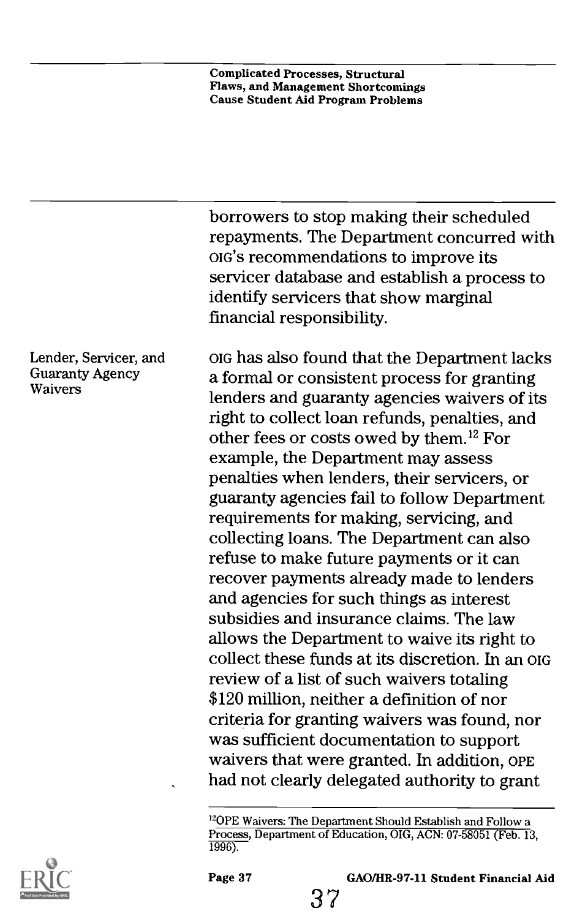borrowers to stop making their scheduled repayments. The Department concurred with OIG's recommendations to improve its servicer database and establish a process to identify servicers that show marginal financial responsibility.

### Lender, Servicer, and Guaranty Agency Waivers

OIG has also found that the Department lacks a formal or consistent process for granting lenders and guaranty agencies waivers of its right to collect loan refunds, penalties, and other fees or costs owed by them.[12] For example, the Department may assess penalties when lenders, their servicers, or guaranty agencies fail to follow Department requirements for making, servicing, and collecting loans. The Department can also refuse to make future payments or it can recover payments already made to lenders and agencies for such things as interest subsidies and insurance claims. The law allows the Department to waive its right to collect these funds at its discretion. In an OIG review of a list of such waivers totaling $120 million, neither a definition of nor criteria for granting waivers was found, nor was sufficient documentation to support waivers that were granted. In addition, OPE had not clearly delegated authority to grant

[12]OPE Waivers: The Department Should Establish and Follow a Process, Department of Education, OIG, ACN: 07-58051 (Feb. 13, 1996).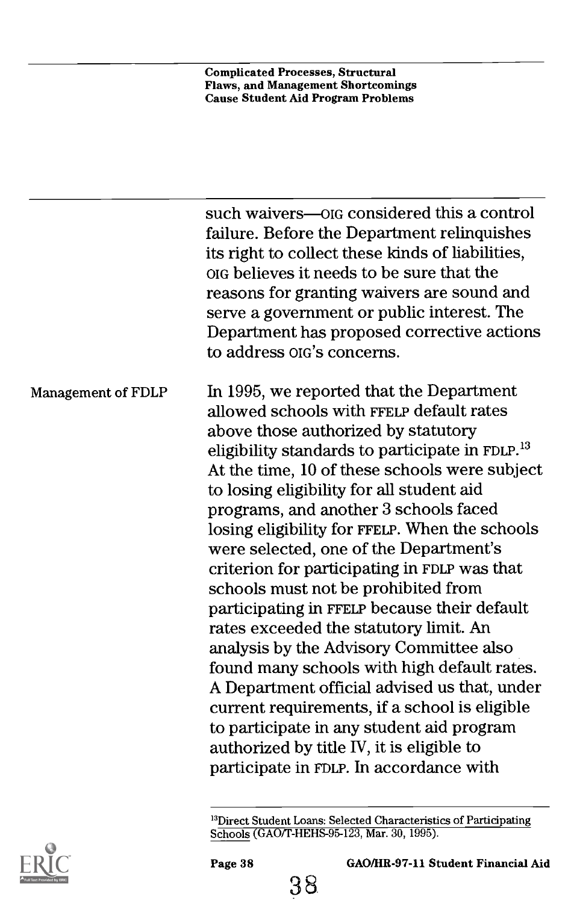such waivers—OIG considered this a control failure. Before the Department relinquishes its right to collect these kinds of liabilities, OIG believes it needs to be sure that the reasons for granting waivers are sound and serve a government or public interest. The Department has proposed corrective actions to address OIG's concerns.

### Management of FDLP

In 1995, we reported that the Department allowed schools with FFELP default rates above those authorized by statutory eligibility standards to participate in FDLP.[13] At the time, 10 of these schools were subject to losing eligibility for all student aid programs, and another 3 schools faced losing eligibility for FFELP. When the schools were selected, one of the Department's criterion for participating in FDLP was that schools must not be prohibited from participating in FFELP because their default rates exceeded the statutory limit. An analysis by the Advisory Committee also found many schools with high default rates. A Department official advised us that, under current requirements, if a school is eligible to participate in any student aid program authorized by title IV, it is eligible to participate in FDLP. In accordance with

[13] Direct Student Loans: Selected Characteristics of Participating Schools (GAO/T-HEHS-95-123, Mar. 30, 1995).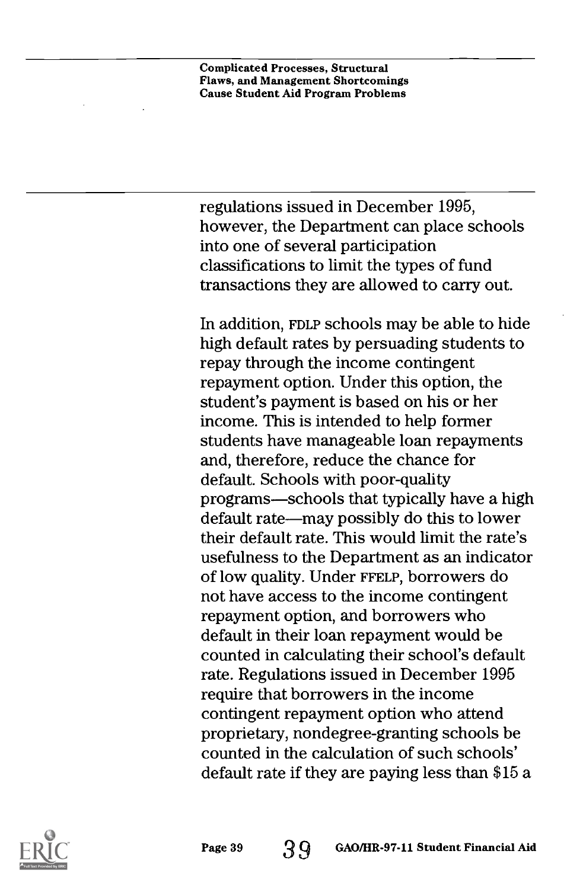regulations issued in December 1995, however, the Department can place schools into one of several participation classifications to limit the types of fund transactions they are allowed to carry out.

In addition, FDLP schools may be able to hide high default rates by persuading students to repay through the income contingent repayment option. Under this option, the student's payment is based on his or her income. This is intended to help former students have manageable loan repayments and, therefore, reduce the chance for default. Schools with poor-quality programs—schools that typically have a high default rate—may possibly do this to lower their default rate. This would limit the rate's usefulness to the Department as an indicator of low quality. Under FFELP, borrowers do not have access to the income contingent repayment option, and borrowers who default in their loan repayment would be counted in calculating their school's default rate. Regulations issued in December 1995 require that borrowers in the income contingent repayment option who attend proprietary, nondegree-granting schools be counted in the calculation of such schools' default rate if they are paying less than $15 a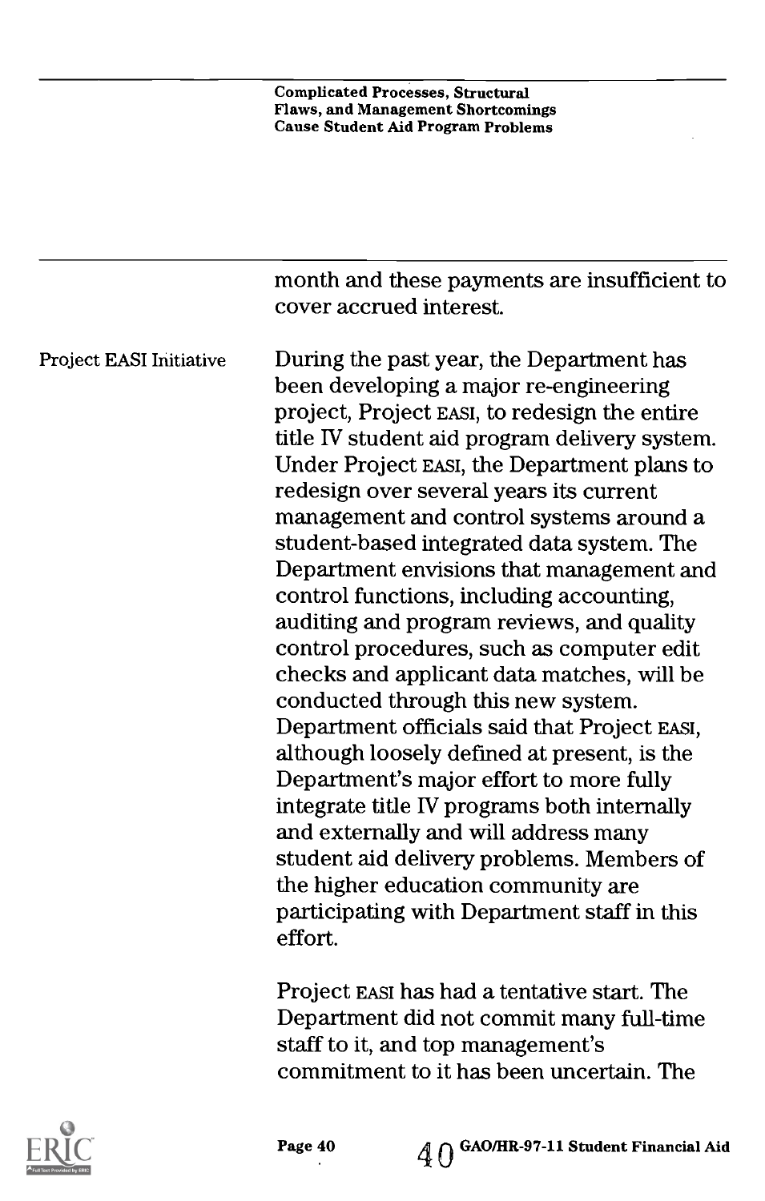month and these payments are insufficient to cover accrued interest.

### Project EASI Initiative

During the past year, the Department has been developing a major re-engineering project, Project EASI, to redesign the entire title IV student aid program delivery system. Under Project EASI, the Department plans to redesign over several years its current management and control systems around a student-based integrated data system. The Department envisions that management and control functions, including accounting, auditing and program reviews, and quality control procedures, such as computer edit checks and applicant data matches, will be conducted through this new system. Department officials said that Project EASI, although loosely defined at present, is the Department's major effort to more fully integrate title IV programs both internally and externally and will address many student aid delivery problems. Members of the higher education community are participating with Department staff in this effort.

Project EASI has had a tentative start. The Department did not commit many full-time staff to it, and top management's commitment to it has been uncertain. The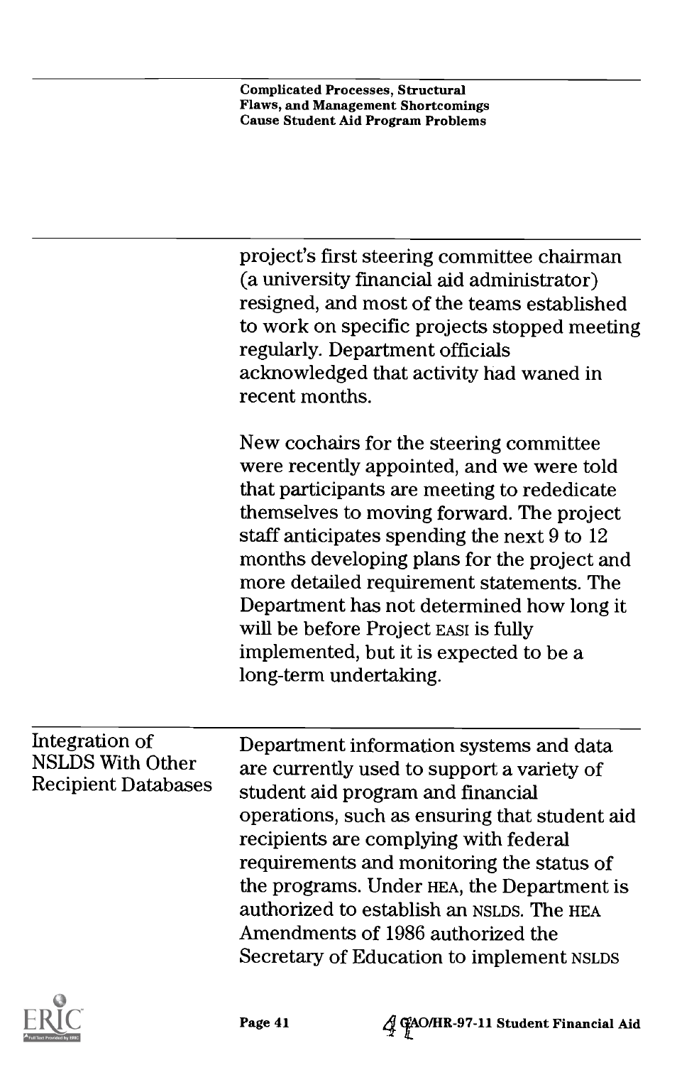project's first steering committee chairman (a university financial aid administrator) resigned, and most of the teams established to work on specific projects stopped meeting regularly. Department officials acknowledged that activity had waned in recent months.

New cochairs for the steering committee were recently appointed, and we were told that participants are meeting to rededicate themselves to moving forward. The project staff anticipates spending the next 9 to 12 months developing plans for the project and more detailed requirement statements. The Department has not determined how long it will be before Project EASI is fully implemented, but it is expected to be a long-term undertaking.

## Integration of NSLDS With Other Recipient Databases

Department information systems and data are currently used to support a variety of student aid program and financial operations, such as ensuring that student aid recipients are complying with federal requirements and monitoring the status of the programs. Under HEA, the Department is authorized to establish an NSLDS. The HEA Amendments of 1986 authorized the Secretary of Education to implement NSLDS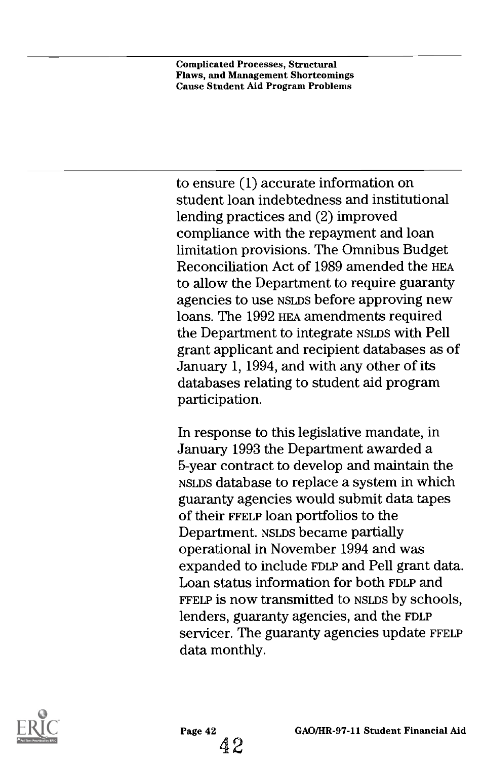to ensure (1) accurate information on student loan indebtedness and institutional lending practices and (2) improved compliance with the repayment and loan limitation provisions. The Omnibus Budget Reconciliation Act of 1989 amended the HEA to allow the Department to require guaranty agencies to use NSLDS before approving new loans. The 1992 HEA amendments required the Department to integrate NSLDS with Pell grant applicant and recipient databases as of January 1, 1994, and with any other of its databases relating to student aid program participation.

In response to this legislative mandate, in January 1993 the Department awarded a 5-year contract to develop and maintain the NSLDS database to replace a system in which guaranty agencies would submit data tapes of their FFELP loan portfolios to the Department. NSLDS became partially operational in November 1994 and was expanded to include FDLP and Pell grant data. Loan status information for both FDLP and FFELP is now transmitted to NSLDS by schools, lenders, guaranty agencies, and the FDLP servicer. The guaranty agencies update FFELP data monthly.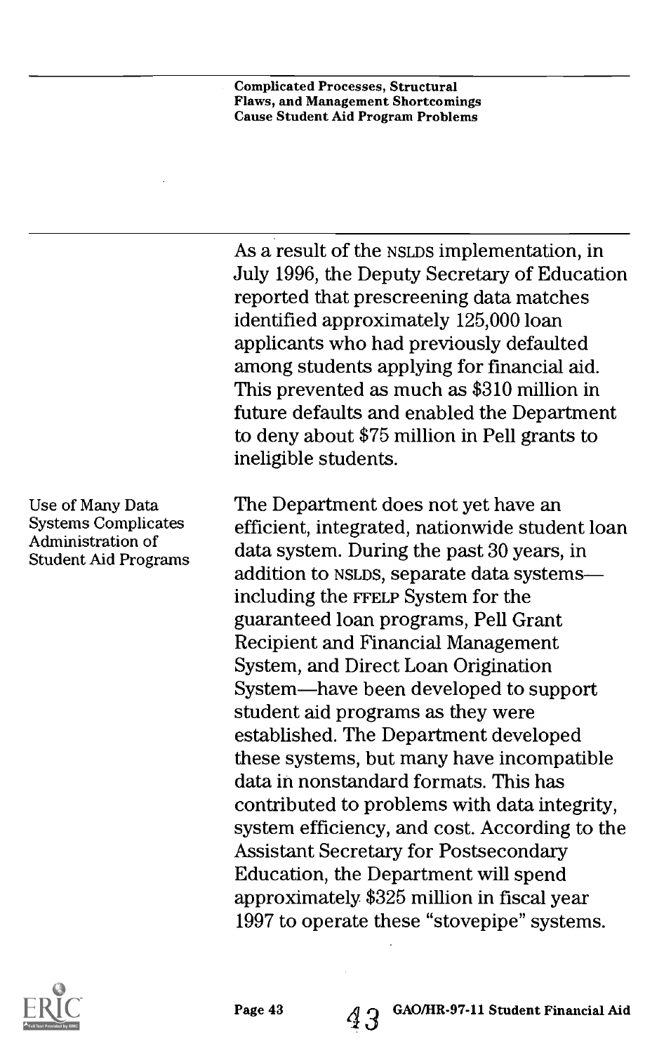As a result of the NSLDS implementation, in July 1996, the Deputy Secretary of Education reported that prescreening data matches identified approximately 125,000 loan applicants who had previously defaulted among students applying for financial aid. This prevented as much as $310 million in future defaults and enabled the Department to deny about $75 million in Pell grants to ineligible students.

### Use of Many Data Systems Complicates Administration of Student Aid Programs

The Department does not yet have an efficient, integrated, nationwide student loan data system. During the past 30 years, in addition to NSLDS, separate data systems—including the FFELP System for the guaranteed loan programs, Pell Grant Recipient and Financial Management System, and Direct Loan Origination System—have been developed to support student aid programs as they were established. The Department developed these systems, but many have incompatible data in nonstandard formats. This has contributed to problems with data integrity, system efficiency, and cost. According to the Assistant Secretary for Postsecondary Education, the Department will spend approximately $325 million in fiscal year 1997 to operate these "stovepipe" systems.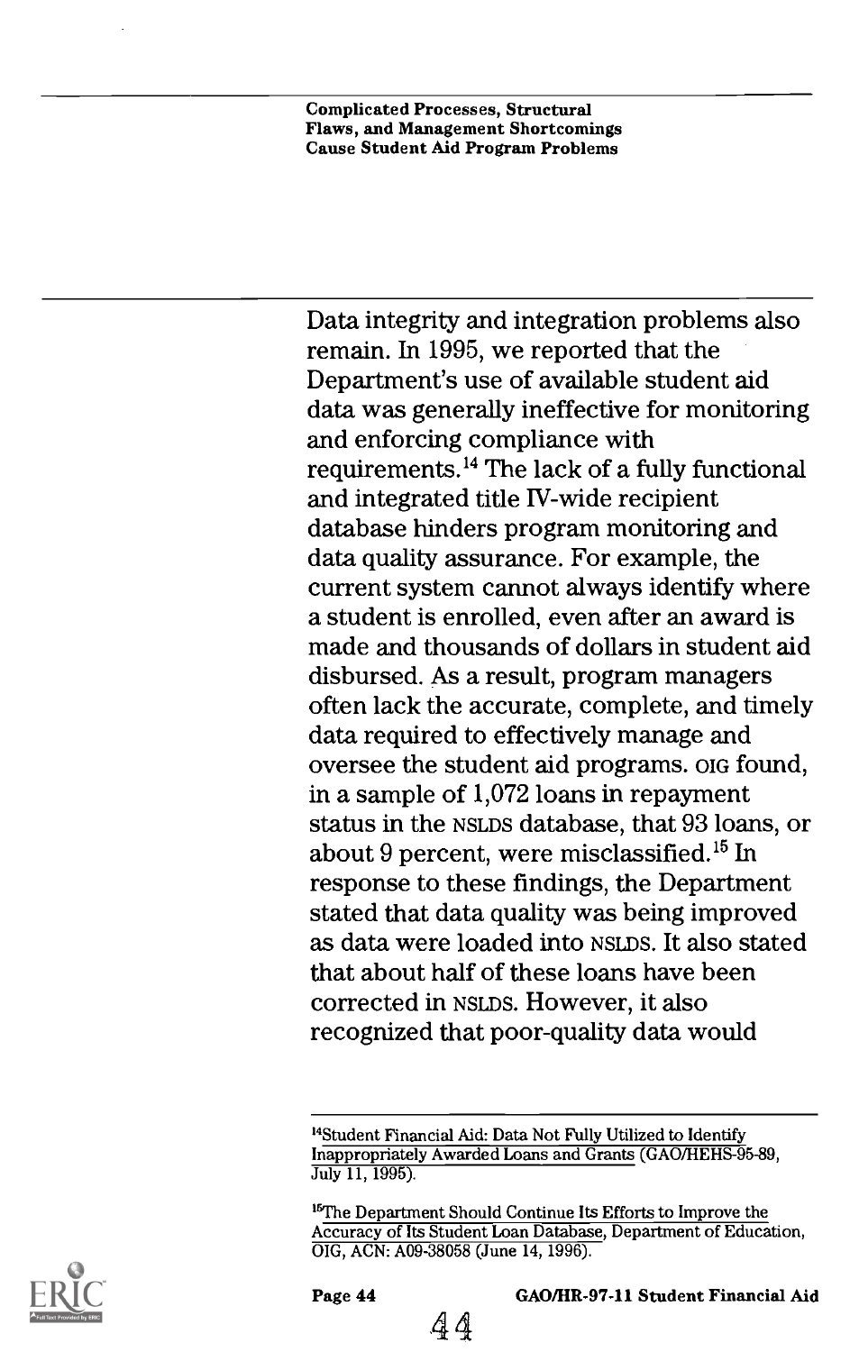Data integrity and integration problems also remain. In 1995, we reported that the Department's use of available student aid data was generally ineffective for monitoring and enforcing compliance with requirements.[14] The lack of a fully functional and integrated title IV-wide recipient database hinders program monitoring and data quality assurance. For example, the current system cannot always identify where a student is enrolled, even after an award is made and thousands of dollars in student aid disbursed. As a result, program managers often lack the accurate, complete, and timely data required to effectively manage and oversee the student aid programs. OIG found, in a sample of 1,072 loans in repayment status in the NSLDS database, that 93 loans, or about 9 percent, were misclassified.[15] In response to these findings, the Department stated that data quality was being improved as data were loaded into NSLDS. It also stated that about half of these loans have been corrected in NSLDS. However, it also recognized that poor-quality data would

[14] Student Financial Aid: Data Not Fully Utilized to Identify Inappropriately Awarded Loans and Grants (GAO/HEHS-95-89, July 11, 1995).

[15] The Department Should Continue Its Efforts to Improve the Accuracy of Its Student Loan Database, Department of Education, OIG, ACN: A09-38058 (June 14, 1996).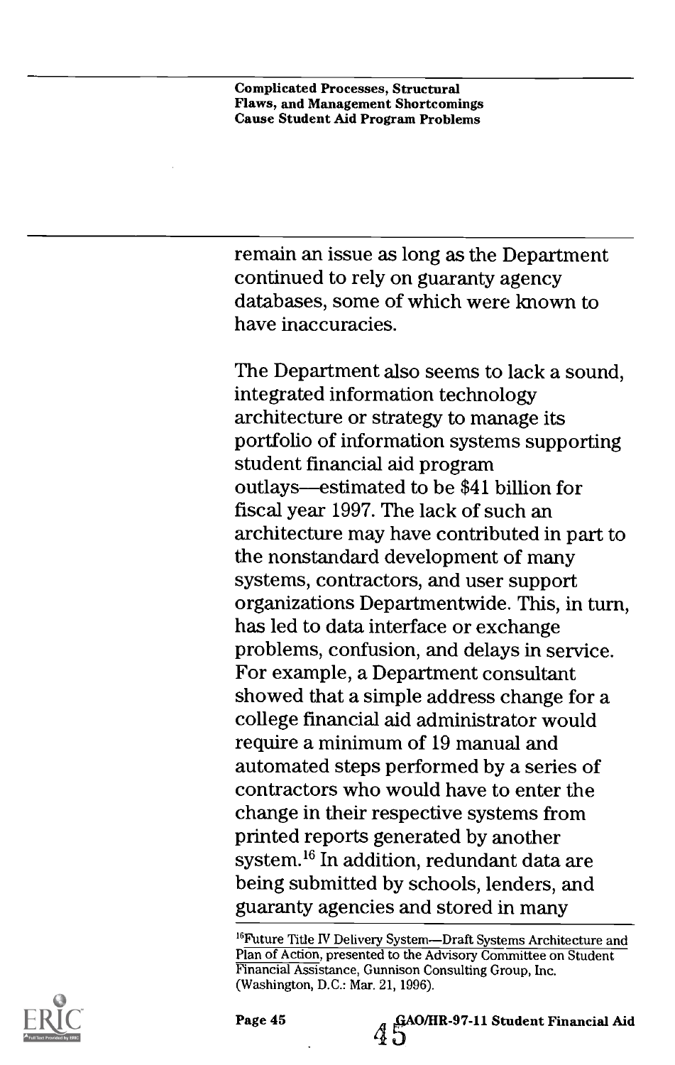remain an issue as long as the Department continued to rely on guaranty agency databases, some of which were known to have inaccuracies.

The Department also seems to lack a sound, integrated information technology architecture or strategy to manage its portfolio of information systems supporting student financial aid program outlays—estimated to be $41 billion for fiscal year 1997. The lack of such an architecture may have contributed in part to the nonstandard development of many systems, contractors, and user support organizations Departmentwide. This, in turn, has led to data interface or exchange problems, confusion, and delays in service. For example, a Department consultant showed that a simple address change for a college financial aid administrator would require a minimum of 19 manual and automated steps performed by a series of contractors who would have to enter the change in their respective systems from printed reports generated by another system.[16] In addition, redundant data are being submitted by schools, lenders, and guaranty agencies and stored in many

[16]Future Title IV Delivery System—Draft Systems Architecture and Plan of Action, presented to the Advisory Committee on Student Financial Assistance, Gunnison Consulting Group, Inc. (Washington, D.C.: Mar. 21, 1996).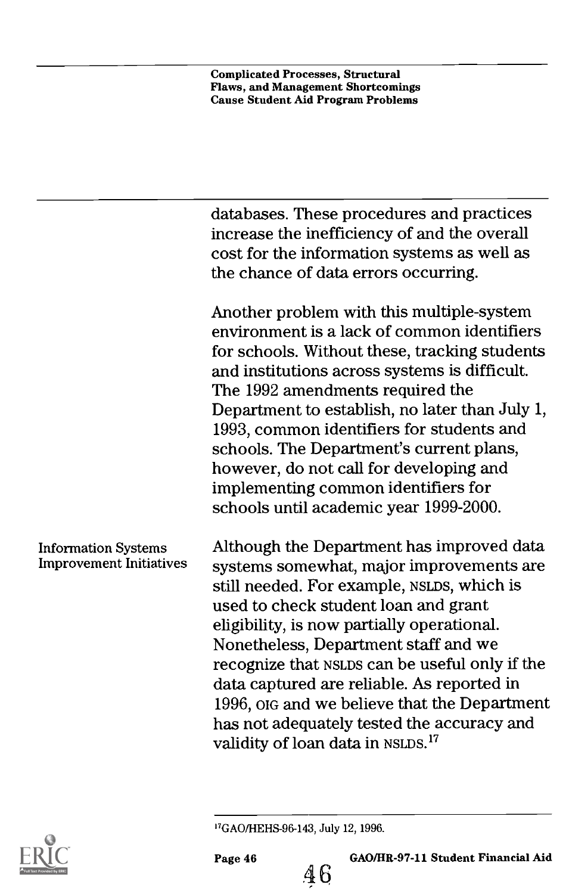databases. These procedures and practices increase the inefficiency of and the overall cost for the information systems as well as the chance of data errors occurring.

Another problem with this multiple-system environment is a lack of common identifiers for schools. Without these, tracking students and institutions across systems is difficult. The 1992 amendments required the Department to establish, no later than July 1, 1993, common identifiers for students and schools. The Department's current plans, however, do not call for developing and implementing common identifiers for schools until academic year 1999-2000.

### Information Systems Improvement Initiatives

Although the Department has improved data systems somewhat, major improvements are still needed. For example, NSLDS, which is used to check student loan and grant eligibility, is now partially operational. Nonetheless, Department staff and we recognize that NSLDS can be useful only if the data captured are reliable. As reported in 1996, OIG and we believe that the Department has not adequately tested the accuracy and validity of loan data in NSLDS.[17]

---

[17]GAO/HEHS-96-143, July 12, 1996.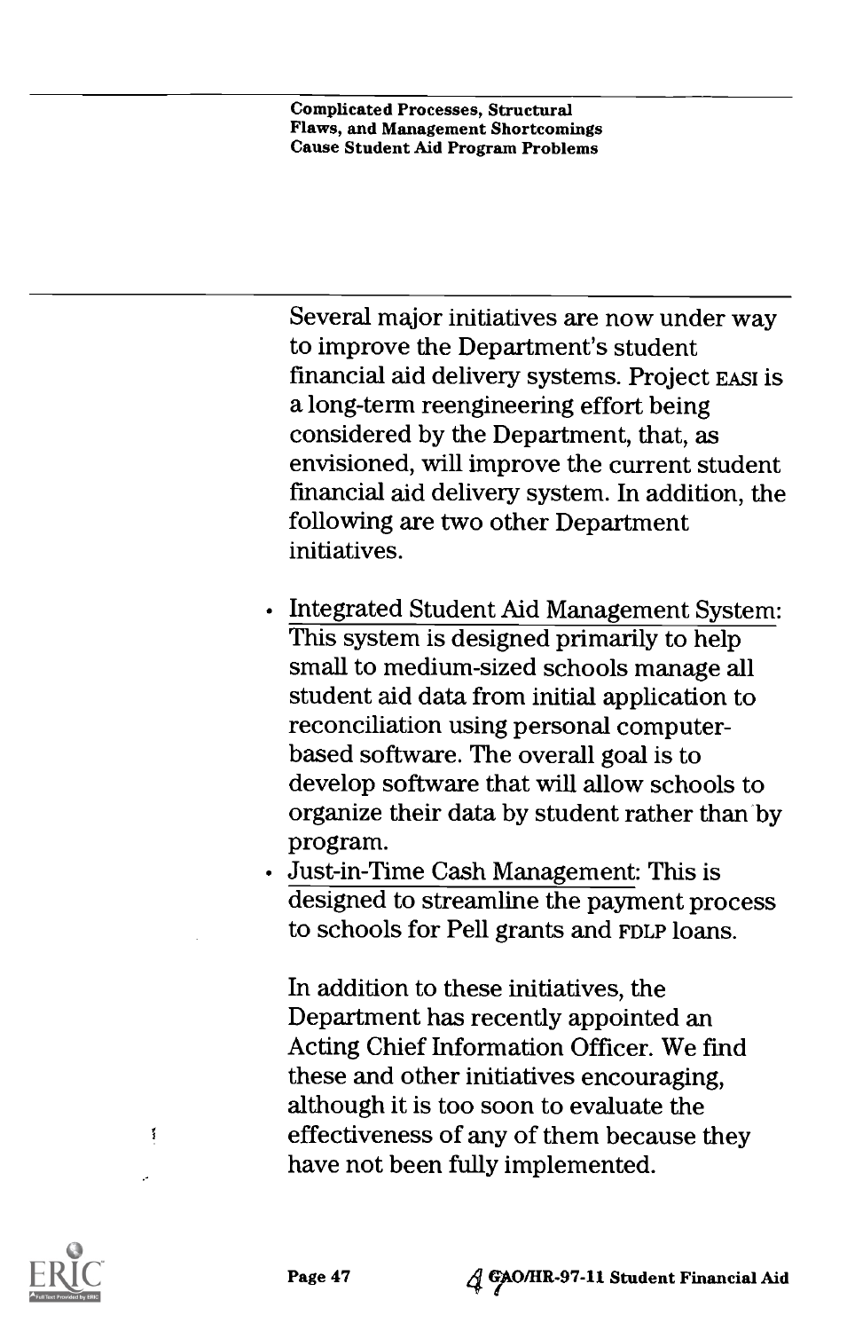Several major initiatives are now under way to improve the Department's student financial aid delivery systems. Project EASI is a long-term reengineering effort being considered by the Department, that, as envisioned, will improve the current student financial aid delivery system. In addition, the following are two other Department initiatives.

- Integrated Student Aid Management System: This system is designed primarily to help small to medium-sized schools manage all student aid data from initial application to reconciliation using personal computer-based software. The overall goal is to develop software that will allow schools to organize their data by student rather than by program.
- Just-in-Time Cash Management: This is designed to streamline the payment process to schools for Pell grants and FDLP loans.

In addition to these initiatives, the Department has recently appointed an Acting Chief Information Officer. We find these and other initiatives encouraging, although it is too soon to evaluate the effectiveness of any of them because they have not been fully implemented.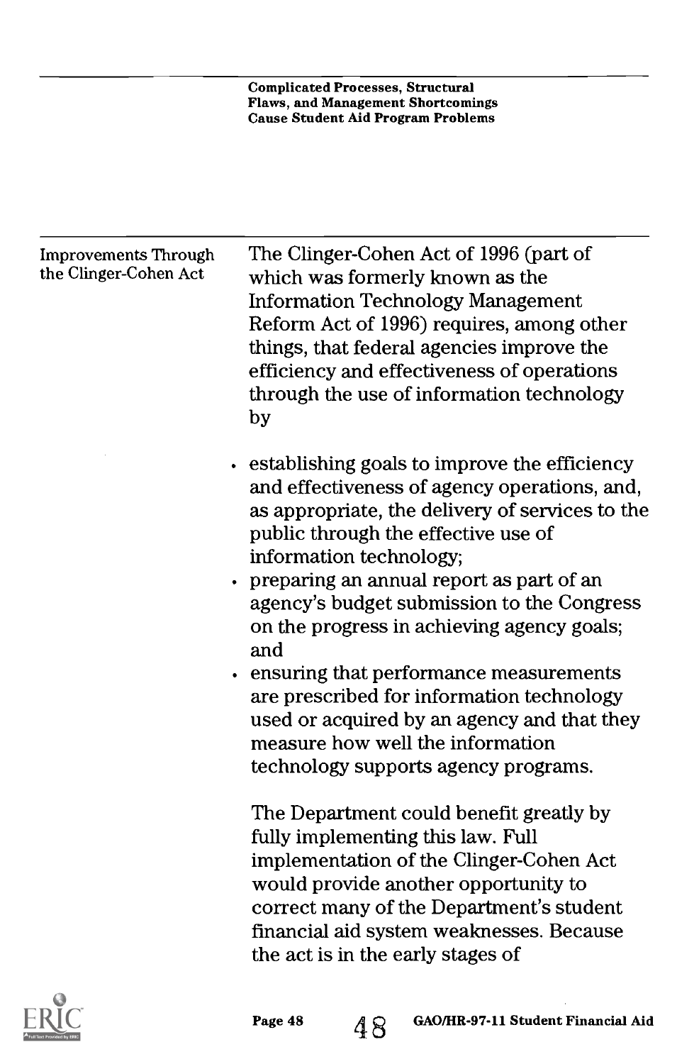## Improvements Through the Clinger-Cohen Act

The Clinger-Cohen Act of 1996 (part of which was formerly known as the Information Technology Management Reform Act of 1996) requires, among other things, that federal agencies improve the efficiency and effectiveness of operations through the use of information technology by

- establishing goals to improve the efficiency and effectiveness of agency operations, and, as appropriate, the delivery of services to the public through the effective use of information technology;
- preparing an annual report as part of an agency's budget submission to the Congress on the progress in achieving agency goals; and
- ensuring that performance measurements are prescribed for information technology used or acquired by an agency and that they measure how well the information technology supports agency programs.

The Department could benefit greatly by fully implementing this law. Full implementation of the Clinger-Cohen Act would provide another opportunity to correct many of the Department's student financial aid system weaknesses. Because the act is in the early stages of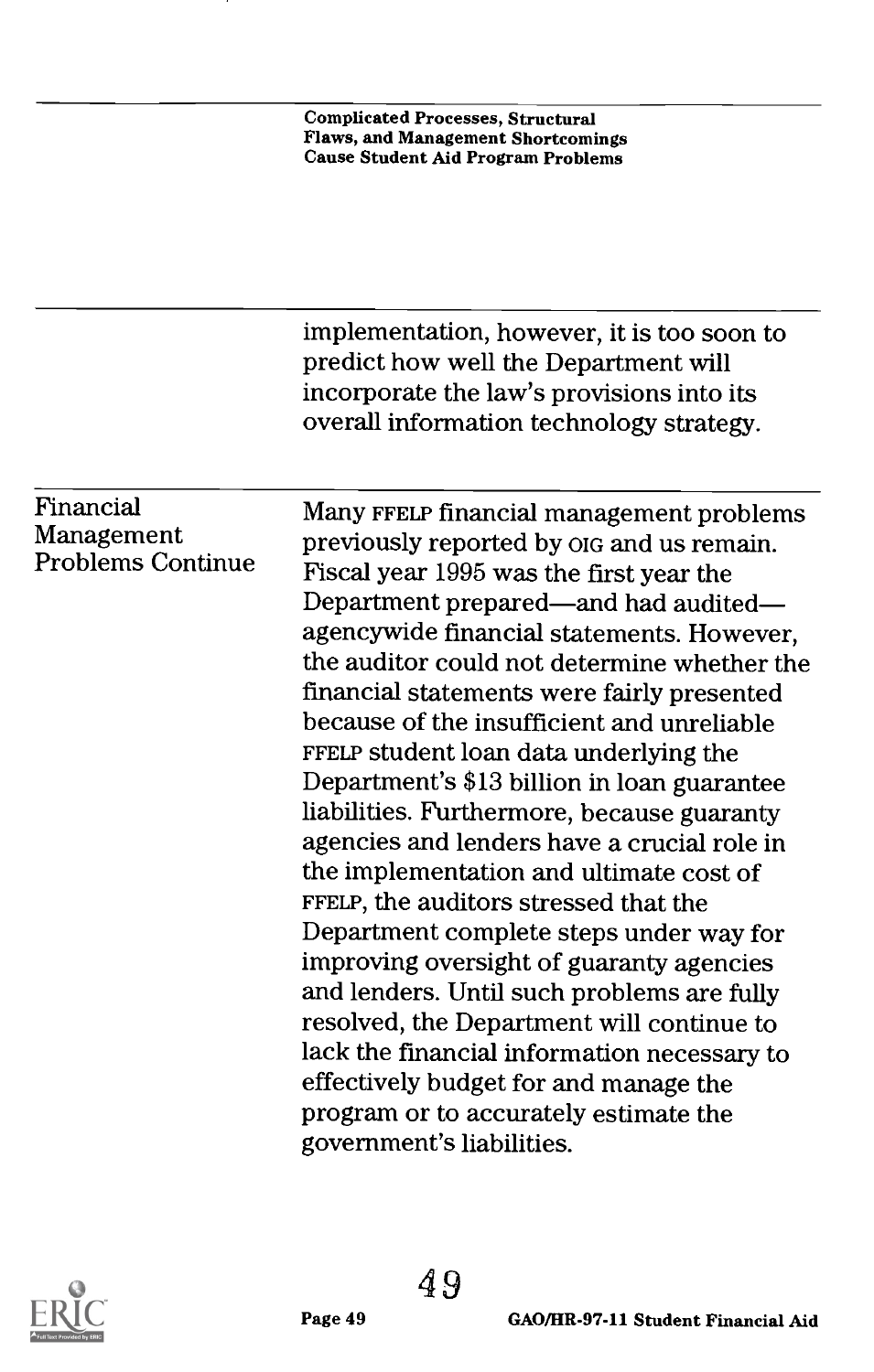implementation, however, it is too soon to predict how well the Department will incorporate the law's provisions into its overall information technology strategy.

## Financial Management Problems Continue

Many FFELP financial management problems previously reported by OIG and us remain. Fiscal year 1995 was the first year the Department prepared—and had audited—agencywide financial statements. However, the auditor could not determine whether the financial statements were fairly presented because of the insufficient and unreliable FFELP student loan data underlying the Department's $13 billion in loan guarantee liabilities. Furthermore, because guaranty agencies and lenders have a crucial role in the implementation and ultimate cost of FFELP, the auditors stressed that the Department complete steps under way for improving oversight of guaranty agencies and lenders. Until such problems are fully resolved, the Department will continue to lack the financial information necessary to effectively budget for and manage the program or to accurately estimate the government's liabilities.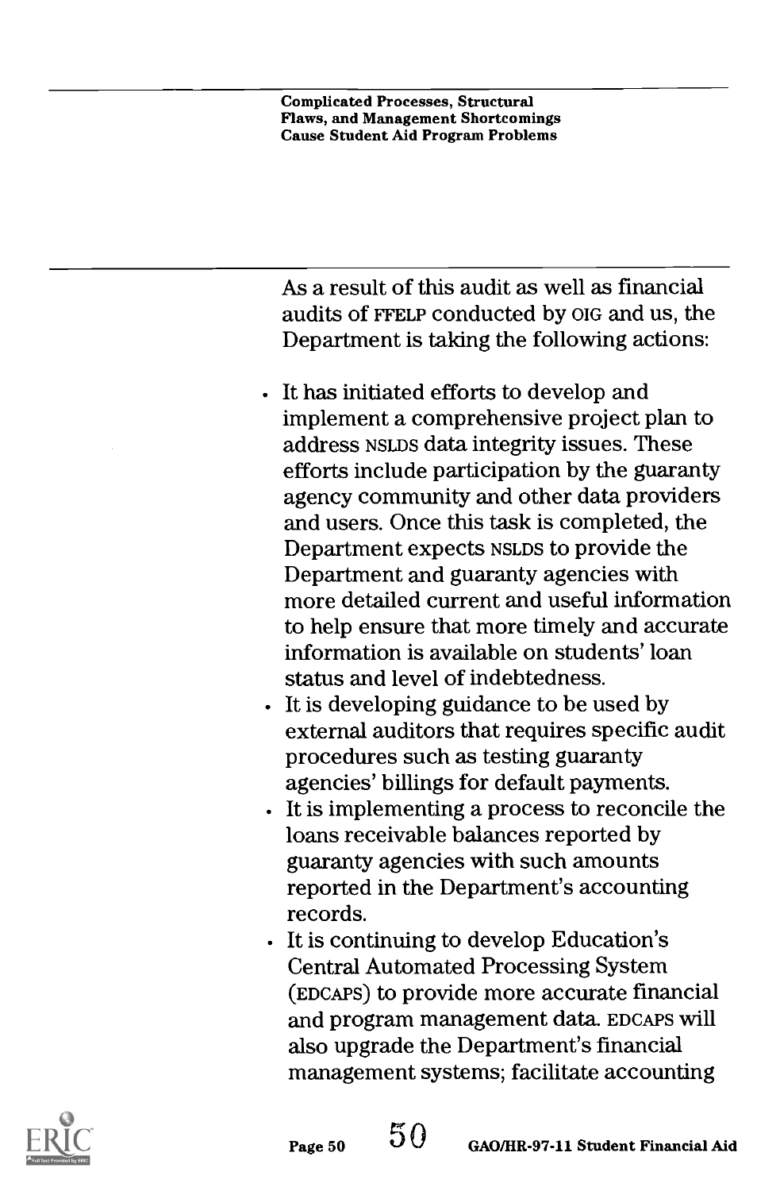As a result of this audit as well as financial audits of FFELP conducted by OIG and us, the Department is taking the following actions:

- It has initiated efforts to develop and implement a comprehensive project plan to address NSLDS data integrity issues. These efforts include participation by the guaranty agency community and other data providers and users. Once this task is completed, the Department expects NSLDS to provide the Department and guaranty agencies with more detailed current and useful information to help ensure that more timely and accurate information is available on students' loan status and level of indebtedness.
- It is developing guidance to be used by external auditors that requires specific audit procedures such as testing guaranty agencies' billings for default payments.
- It is implementing a process to reconcile the loans receivable balances reported by guaranty agencies with such amounts reported in the Department's accounting records.
- It is continuing to develop Education's Central Automated Processing System (EDCAPS) to provide more accurate financial and program management data. EDCAPS will also upgrade the Department's financial management systems; facilitate accounting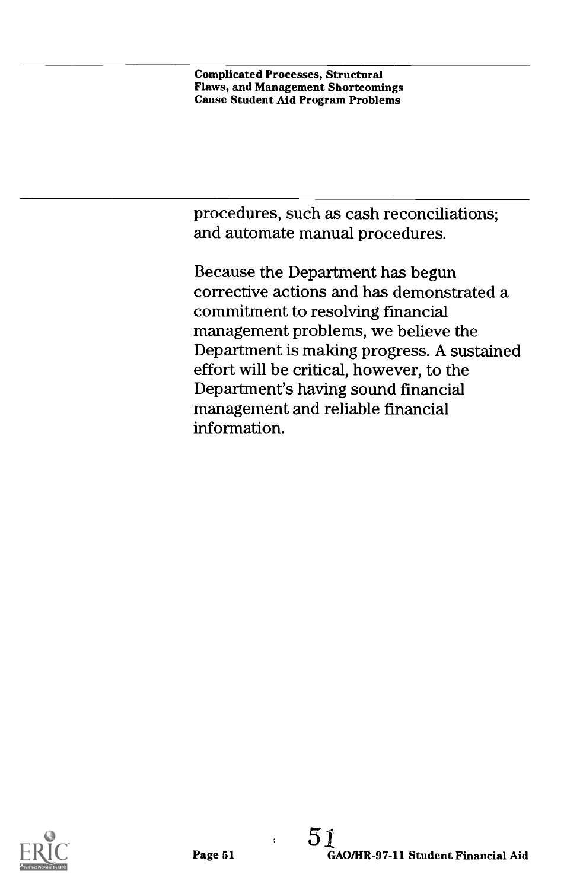procedures, such as cash reconciliations; and automate manual procedures.

Because the Department has begun corrective actions and has demonstrated a commitment to resolving financial management problems, we believe the Department is making progress. A sustained effort will be critical, however, to the Department's having sound financial management and reliable financial information.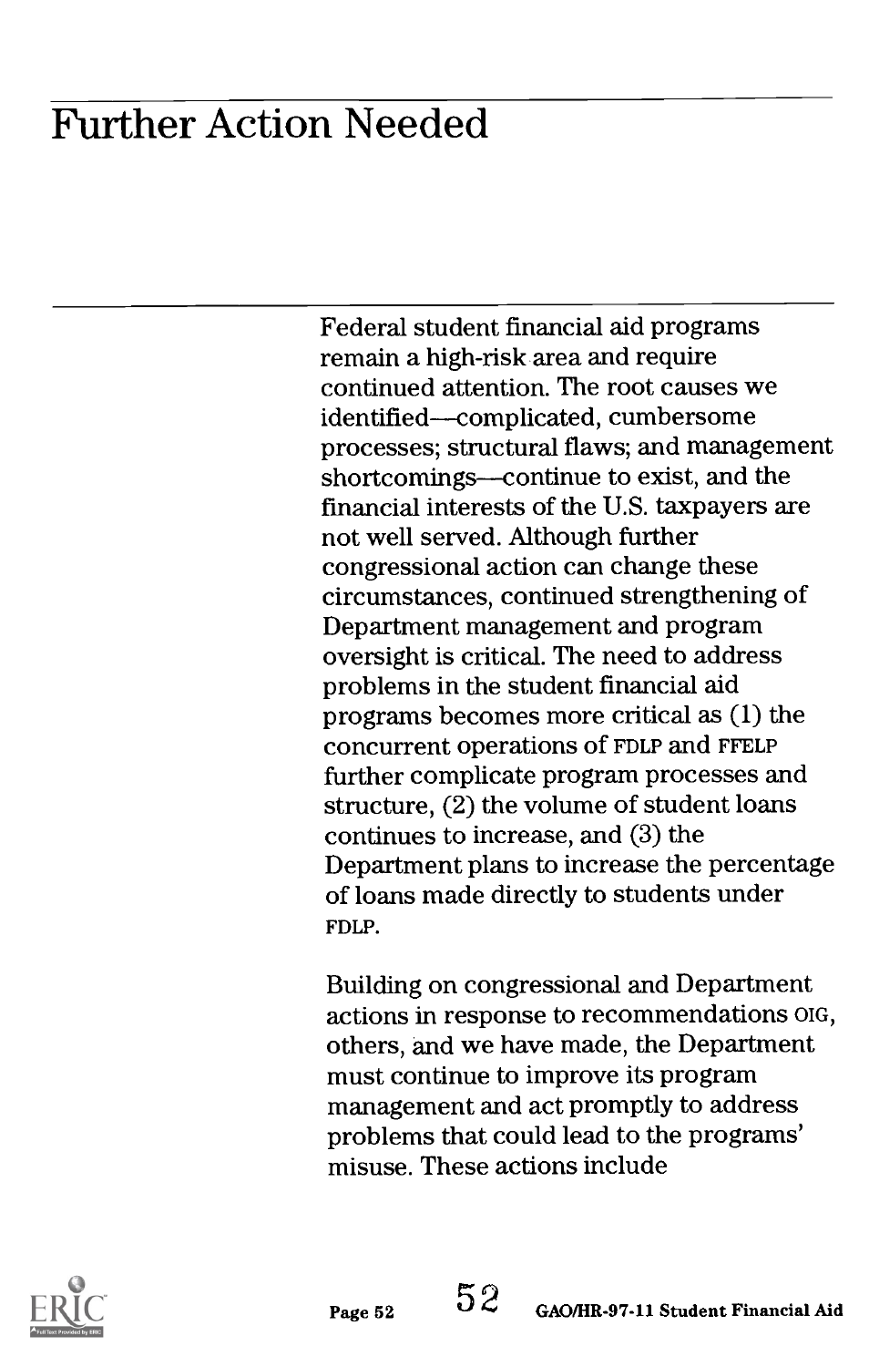# Further Action Needed

Federal student financial aid programs remain a high-risk area and require continued attention. The root causes we identified—complicated, cumbersome processes; structural flaws; and management shortcomings—continue to exist, and the financial interests of the U.S. taxpayers are not well served. Although further congressional action can change these circumstances, continued strengthening of Department management and program oversight is critical. The need to address problems in the student financial aid programs becomes more critical as (1) the concurrent operations of FDLP and FFELP further complicate program processes and structure, (2) the volume of student loans continues to increase, and (3) the Department plans to increase the percentage of loans made directly to students under FDLP.

Building on congressional and Department actions in response to recommendations OIG, others, and we have made, the Department must continue to improve its program management and act promptly to address problems that could lead to the programs' misuse. These actions include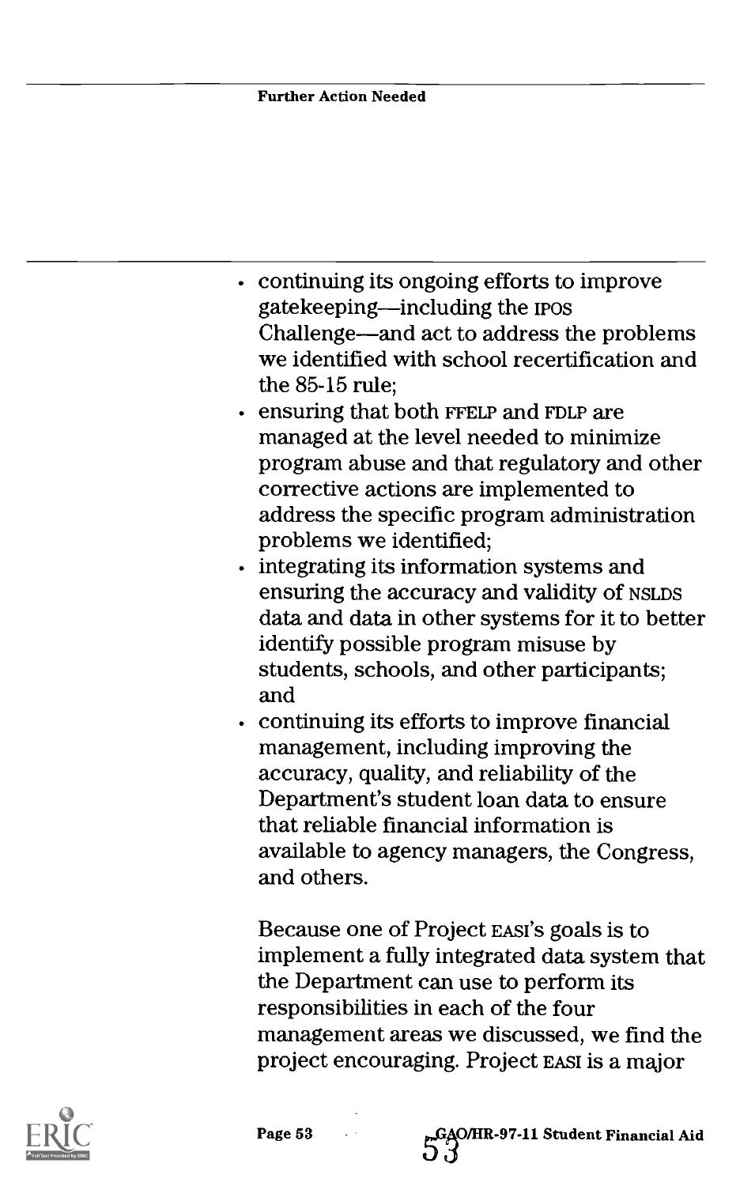- continuing its ongoing efforts to improve gatekeeping—including the IPOS Challenge—and act to address the problems we identified with school recertification and the 85-15 rule;
- ensuring that both FFELP and FDLP are managed at the level needed to minimize program abuse and that regulatory and other corrective actions are implemented to address the specific program administration problems we identified;
- integrating its information systems and ensuring the accuracy and validity of NSLDS data and data in other systems for it to better identify possible program misuse by students, schools, and other participants; and
- continuing its efforts to improve financial management, including improving the accuracy, quality, and reliability of the Department's student loan data to ensure that reliable financial information is available to agency managers, the Congress, and others.

Because one of Project EASI's goals is to implement a fully integrated data system that the Department can use to perform its responsibilities in each of the four management areas we discussed, we find the project encouraging. Project EASI is a major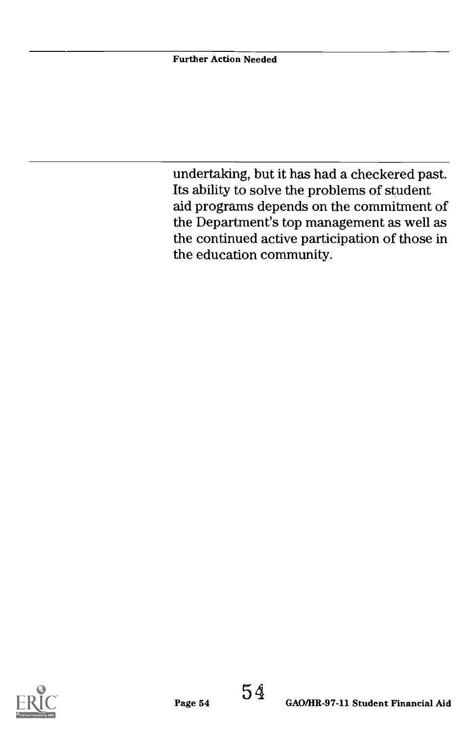undertaking, but it has had a checkered past. Its ability to solve the problems of student aid programs depends on the commitment of the Department's top management as well as the continued active participation of those in the education community.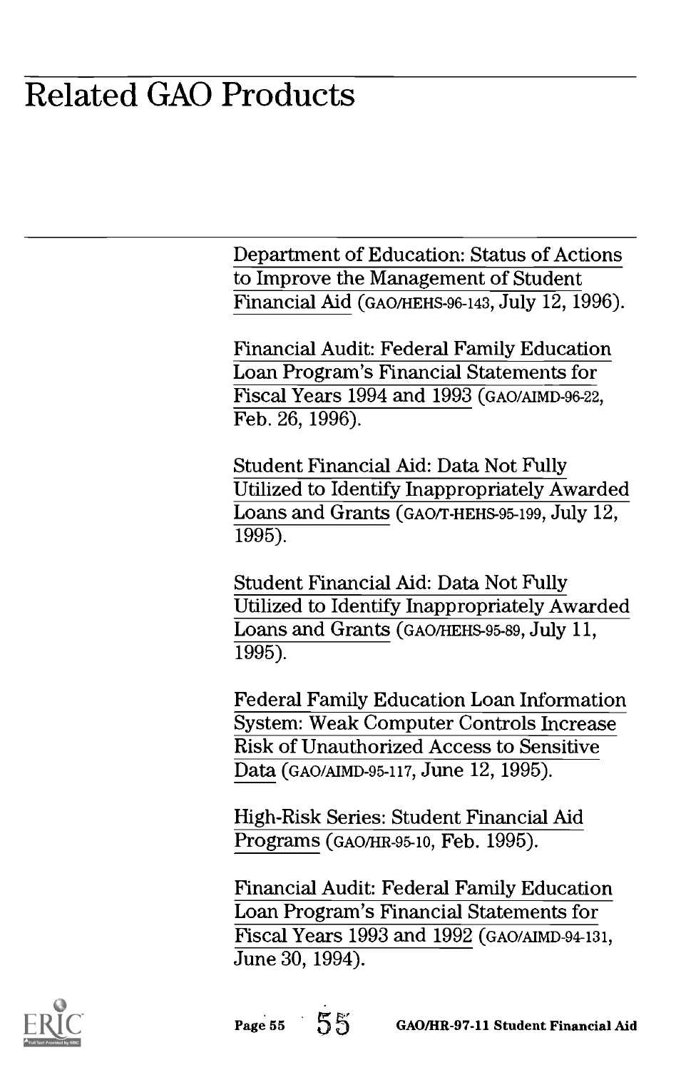# Related GAO Products

Department of Education: Status of Actions to Improve the Management of Student Financial Aid (GAO/HEHS-96-143, July 12, 1996).

Financial Audit: Federal Family Education Loan Program's Financial Statements for Fiscal Years 1994 and 1993 (GAO/AIMD-96-22, Feb. 26, 1996).

Student Financial Aid: Data Not Fully Utilized to Identify Inappropriately Awarded Loans and Grants (GAO/T-HEHS-95-199, July 12, 1995).

Student Financial Aid: Data Not Fully Utilized to Identify Inappropriately Awarded Loans and Grants (GAO/HEHS-95-89, July 11, 1995).

Federal Family Education Loan Information System: Weak Computer Controls Increase Risk of Unauthorized Access to Sensitive Data (GAO/AIMD-95-117, June 12, 1995).

High-Risk Series: Student Financial Aid Programs (GAO/HR-95-10, Feb. 1995).

Financial Audit: Federal Family Education Loan Program's Financial Statements for Fiscal Years 1993 and 1992 (GAO/AIMD-94-131, June 30, 1994).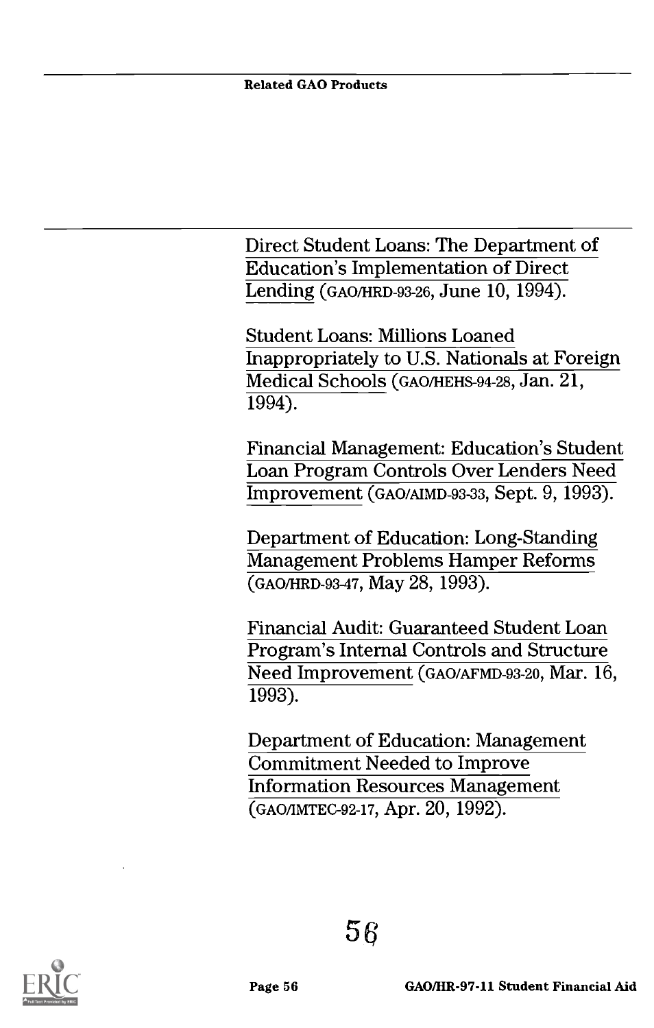Direct Student Loans: The Department of Education's Implementation of Direct Lending (GAO/HRD-93-26, June 10, 1994).

Student Loans: Millions Loaned Inappropriately to U.S. Nationals at Foreign Medical Schools (GAO/HEHS-94-28, Jan. 21, 1994).

Financial Management: Education's Student Loan Program Controls Over Lenders Need Improvement (GAO/AIMD-93-33, Sept. 9, 1993).

Department of Education: Long-Standing Management Problems Hamper Reforms (GAO/HRD-93-47, May 28, 1993).

Financial Audit: Guaranteed Student Loan Program's Internal Controls and Structure Need Improvement (GAO/AFMD-93-20, Mar. 16, 1993).

Department of Education: Management Commitment Needed to Improve Information Resources Management (GAO/IMTEC-92-17, Apr. 20, 1992).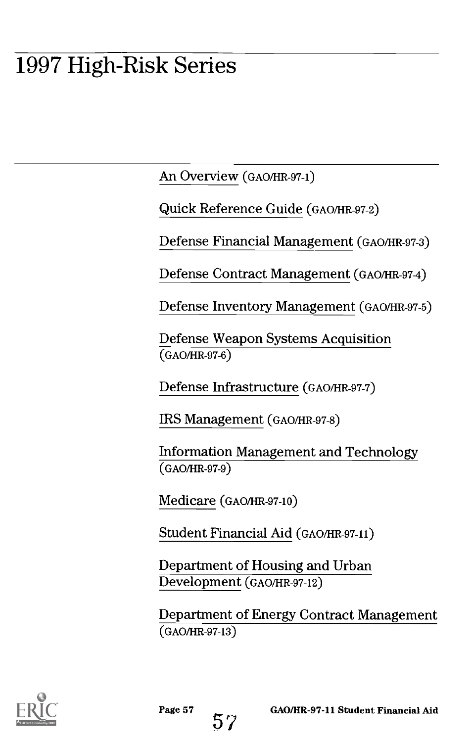# 1997 High-Risk Series

An Overview (GAO/HR-97-1)

Quick Reference Guide (GAO/HR-97-2)

Defense Financial Management (GAO/HR-97-3)

Defense Contract Management (GAO/HR-97-4)

Defense Inventory Management (GAO/HR-97-5)

Defense Weapon Systems Acquisition (GAO/HR-97-6)

Defense Infrastructure (GAO/HR-97-7)

IRS Management (GAO/HR-97-8)

Information Management and Technology (GAO/HR-97-9)

Medicare (GAO/HR-97-10)

Student Financial Aid (GAO/HR-97-11)

Department of Housing and Urban Development (GAO/HR-97-12)

Department of Energy Contract Management (GAO/HR-97-13)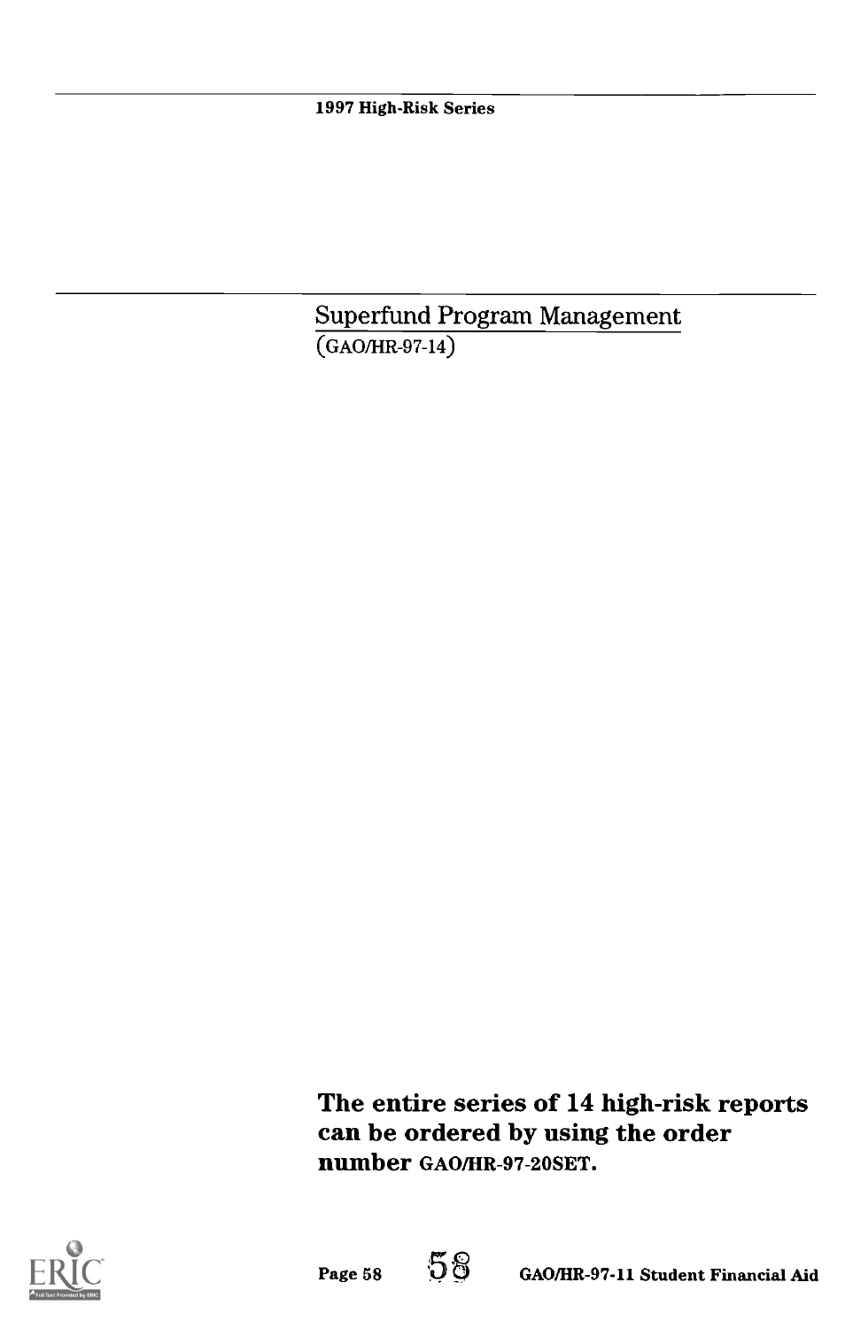Superfund Program Management
(GAO/HR-97-14)

**The entire series of 14 high-risk reports can be ordered by using the order number GAO/HR-97-20SET.**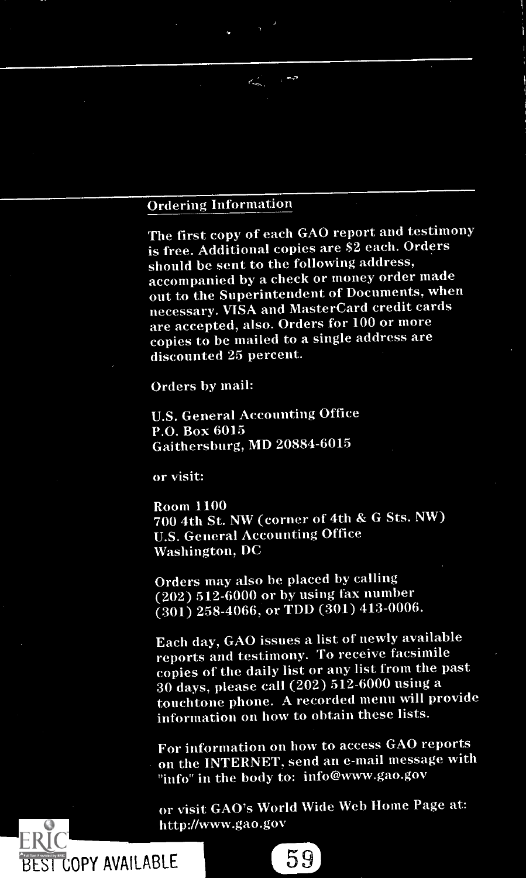## Ordering Information

The first copy of each GAO report and testimony is free. Additional copies are $2 each. Orders should be sent to the following address, accompanied by a check or money order made out to the Superintendent of Documents, when necessary. VISA and MasterCard credit cards are accepted, also. Orders for 100 or more copies to be mailed to a single address are discounted 25 percent.

Orders by mail:

U.S. General Accounting Office
P.O. Box 6015
Gaithersburg, MD 20884-6015

or visit:

Room 1100
700 4th St. NW (corner of 4th & G Sts. NW)
U.S. General Accounting Office
Washington, DC

Orders may also be placed by calling (202) 512-6000 or by using fax number (301) 258-4066, or TDD (301) 413-0006.

Each day, GAO issues a list of newly available reports and testimony. To receive facsimile copies of the daily list or any list from the past 30 days, please call (202) 512-6000 using a touchtone phone. A recorded menu will provide information on how to obtain these lists.

For information on how to access GAO reports on the INTERNET, send an e-mail message with "info" in the body to: info@www.gao.gov

or visit GAO's World Wide Web Home Page at: http://www.gao.gov

BEST COPY AVAILABLE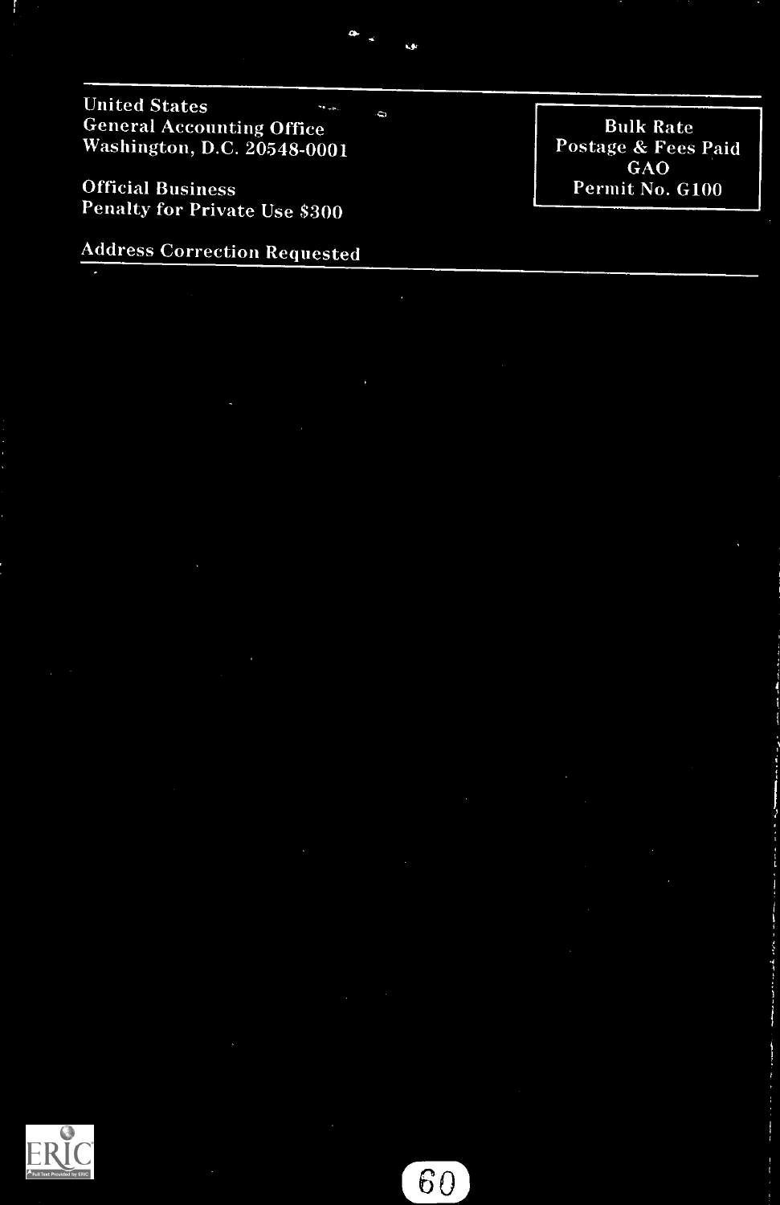United States
General Accounting Office
Washington, D.C. 20548-0001

Official Business
Penalty for Private Use $300

Address Correction Requested

Bulk Rate
Postage & Fees Paid
GAO
Permit No. G100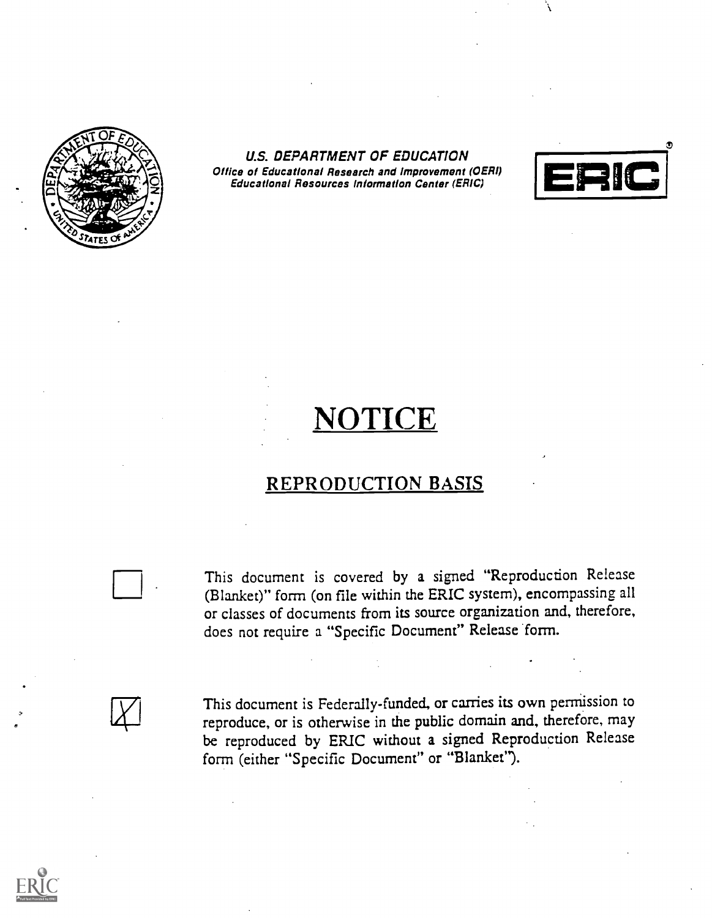U.S. DEPARTMENT OF EDUCATION

*Office of Educational Research and Improvement (OERI)*
*Educational Resources Information Center (ERIC)*

# NOTICE

## REPRODUCTION BASIS

- [ ] This document is covered by a signed "Reproduction Release (Blanket)" form (on file within the ERIC system), encompassing all or classes of documents from its source organization and, therefore, does not require a "Specific Document" Release form.

- [x] This document is Federally-funded, or carries its own permission to reproduce, or is otherwise in the public domain and, therefore, may be reproduced by ERIC without a signed Reproduction Release form (either "Specific Document" or "Blanket").